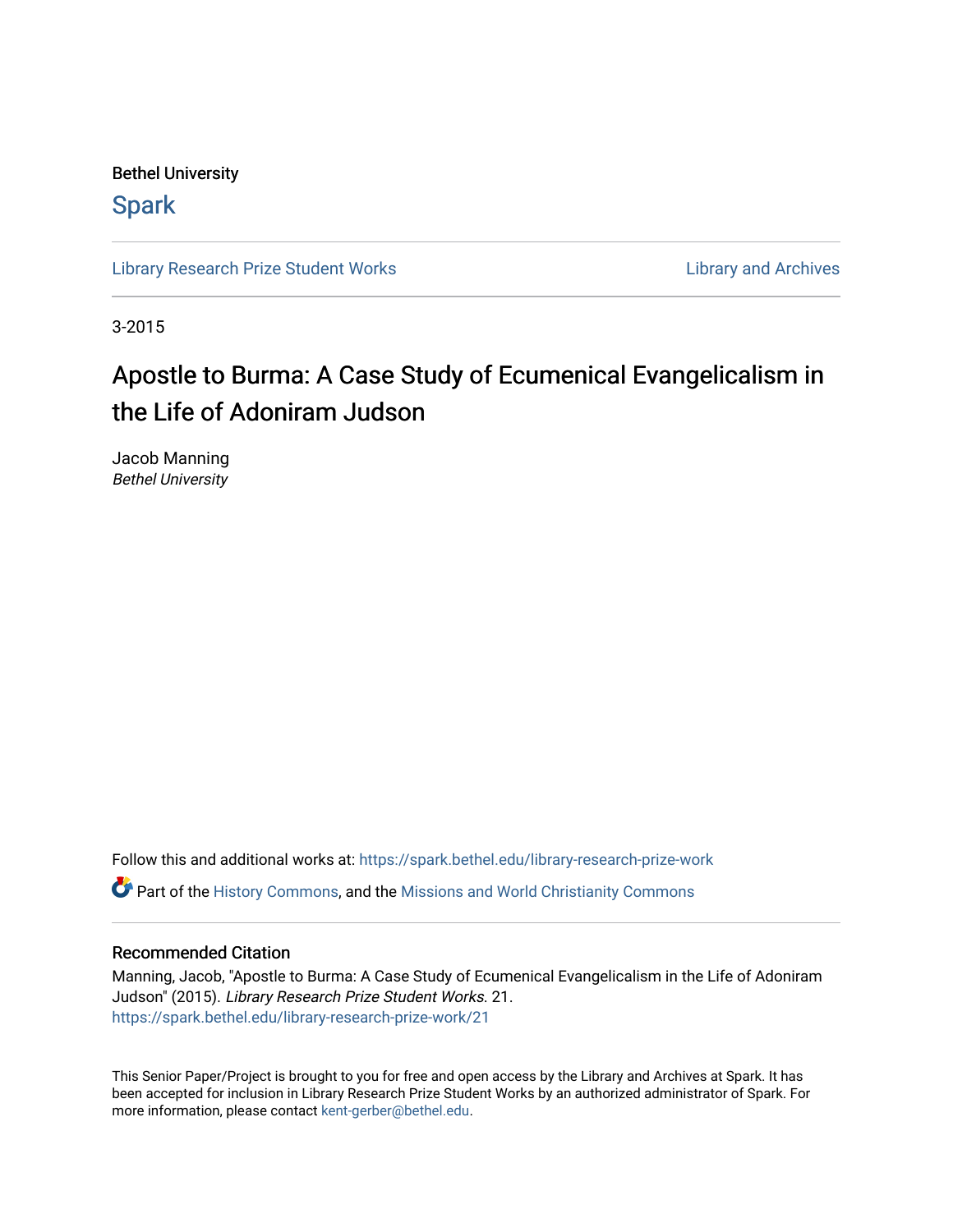Bethel University

Spark

Library Research Prize Student Works | Library and Archives

3-2015

# Apostle to Burma: A Case Study of Ecumenical Evangelicalism in the Life of Adoniram Judson

Jacob Manning
*Bethel University*

Follow this and additional works at: https://spark.bethel.edu/library-research-prize-work

Part of the History Commons, and the Missions and World Christianity Commons

## Recommended Citation

Manning, Jacob, "Apostle to Burma: A Case Study of Ecumenical Evangelicalism in the Life of Adoniram Judson" (2015). *Library Research Prize Student Works*. 21.
https://spark.bethel.edu/library-research-prize-work/21

This Senior Paper/Project is brought to you for free and open access by the Library and Archives at Spark. It has been accepted for inclusion in Library Research Prize Student Works by an authorized administrator of Spark. For more information, please contact kent-gerber@bethel.edu.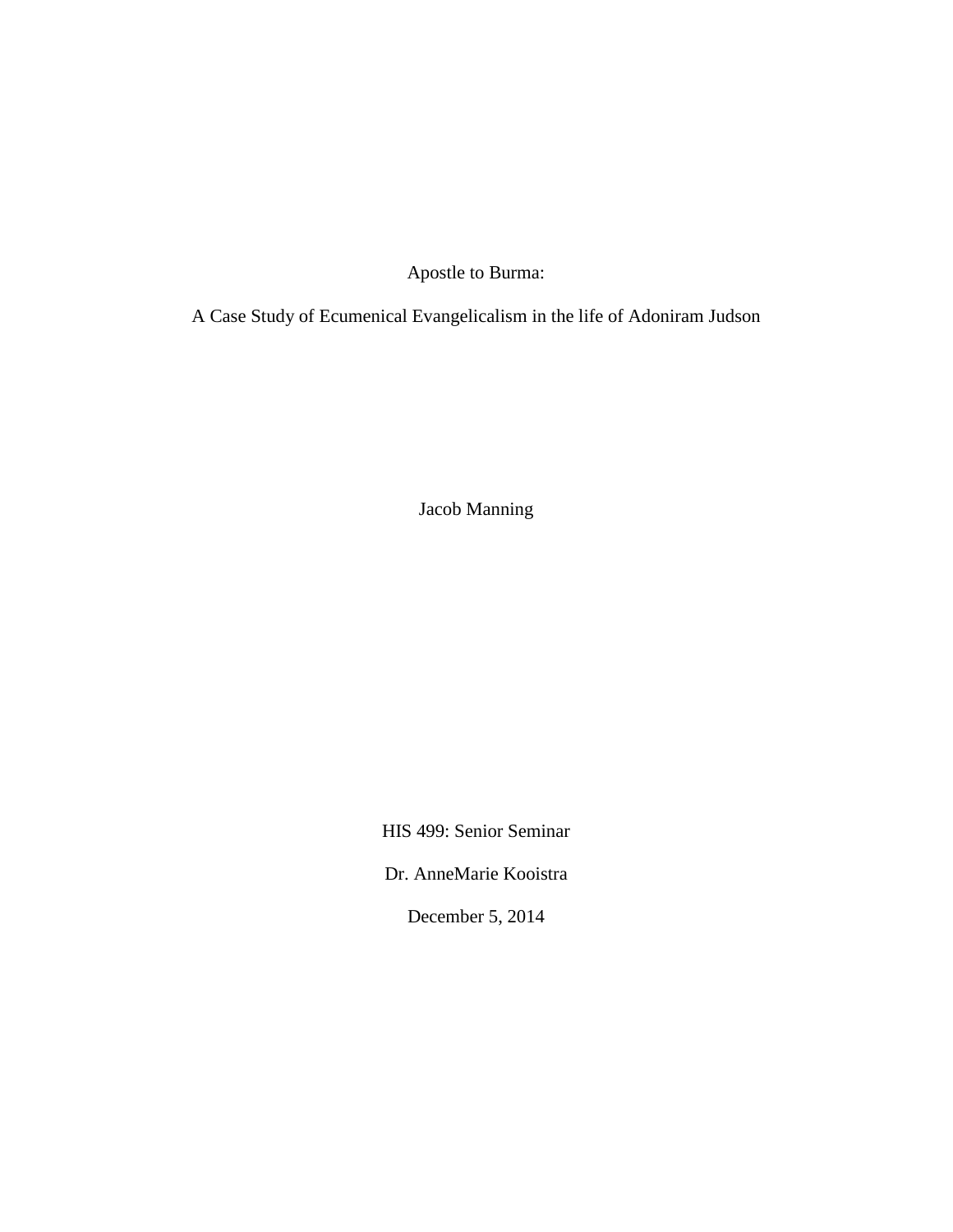Apostle to Burma:

A Case Study of Ecumenical Evangelicalism in the life of Adoniram Judson

Jacob Manning

HIS 499: Senior Seminar

Dr. AnneMarie Kooistra

December 5, 2014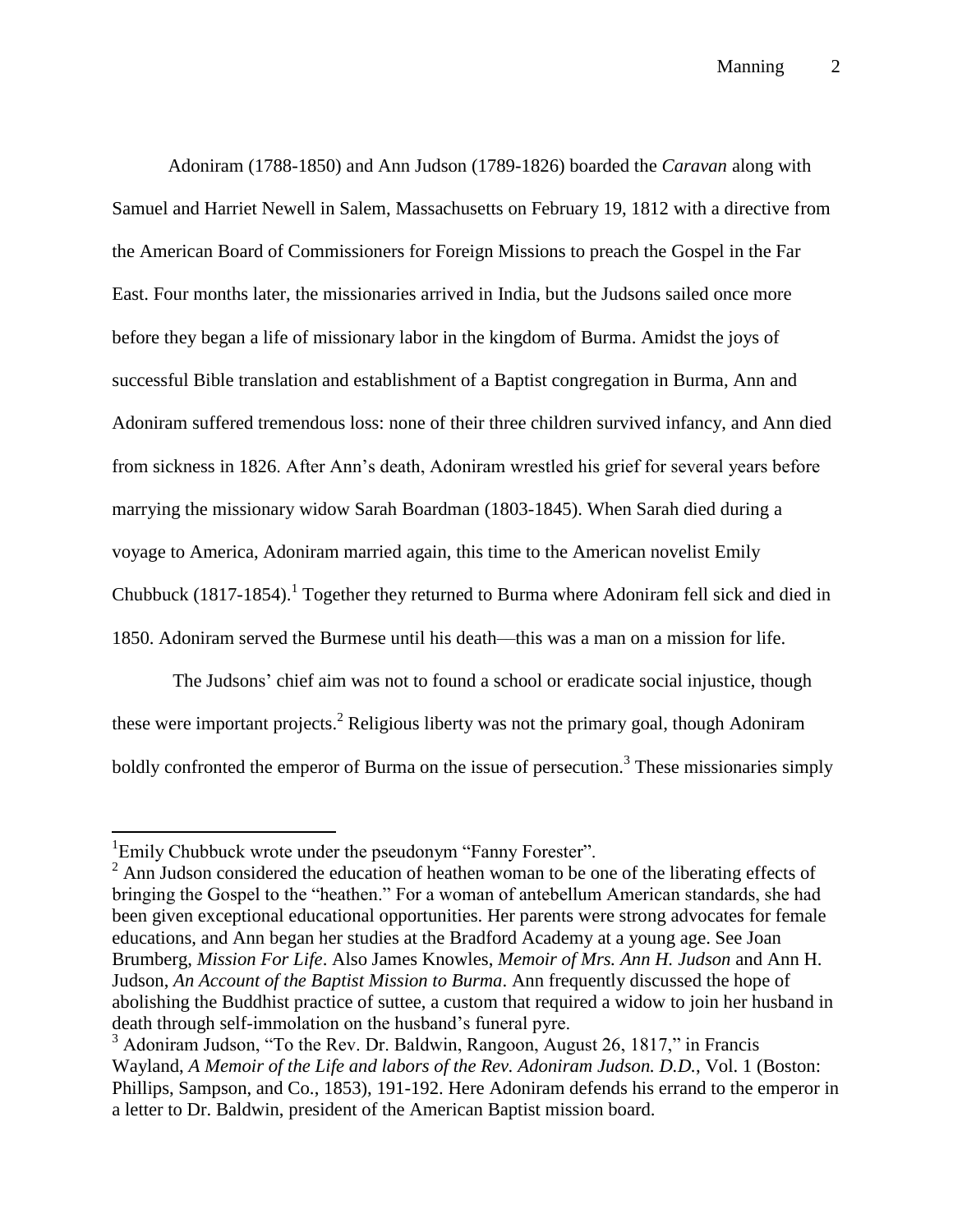Adoniram (1788-1850) and Ann Judson (1789-1826) boarded the *Caravan* along with Samuel and Harriet Newell in Salem, Massachusetts on February 19, 1812 with a directive from the American Board of Commissioners for Foreign Missions to preach the Gospel in the Far East. Four months later, the missionaries arrived in India, but the Judsons sailed once more before they began a life of missionary labor in the kingdom of Burma. Amidst the joys of successful Bible translation and establishment of a Baptist congregation in Burma, Ann and Adoniram suffered tremendous loss: none of their three children survived infancy, and Ann died from sickness in 1826. After Ann's death, Adoniram wrestled his grief for several years before marrying the missionary widow Sarah Boardman (1803-1845). When Sarah died during a voyage to America, Adoniram married again, this time to the American novelist Emily Chubbuck (1817-1854).[1] Together they returned to Burma where Adoniram fell sick and died in 1850. Adoniram served the Burmese until his death—this was a man on a mission for life.

The Judsons' chief aim was not to found a school or eradicate social injustice, though these were important projects.[2] Religious liberty was not the primary goal, though Adoniram boldly confronted the emperor of Burma on the issue of persecution.[3] These missionaries simply

---

[1] Emily Chubbuck wrote under the pseudonym "Fanny Forester".

[2] Ann Judson considered the education of heathen woman to be one of the liberating effects of bringing the Gospel to the "heathen." For a woman of antebellum American standards, she had been given exceptional educational opportunities. Her parents were strong advocates for female educations, and Ann began her studies at the Bradford Academy at a young age. See Joan Brumberg, *Mission For Life*. Also James Knowles, *Memoir of Mrs. Ann H. Judson* and Ann H. Judson, *An Account of the Baptist Mission to Burma*. Ann frequently discussed the hope of abolishing the Buddhist practice of suttee, a custom that required a widow to join her husband in death through self-immolation on the husband's funeral pyre.

[3] Adoniram Judson, "To the Rev. Dr. Baldwin, Rangoon, August 26, 1817," in Francis Wayland, *A Memoir of the Life and labors of the Rev. Adoniram Judson. D.D.*, Vol. 1 (Boston: Phillips, Sampson, and Co., 1853), 191-192. Here Adoniram defends his errand to the emperor in a letter to Dr. Baldwin, president of the American Baptist mission board.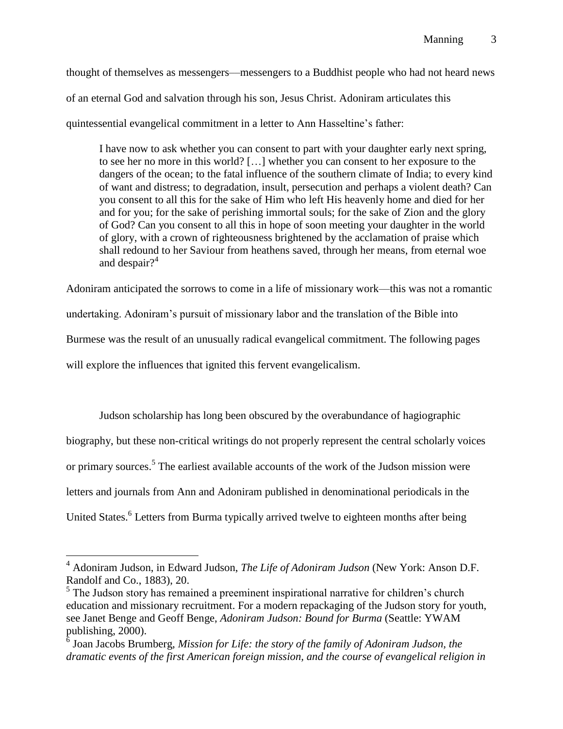thought of themselves as messengers—messengers to a Buddhist people who had not heard news of an eternal God and salvation through his son, Jesus Christ. Adoniram articulates this quintessential evangelical commitment in a letter to Ann Hasseltine's father:

> I have now to ask whether you can consent to part with your daughter early next spring, to see her no more in this world? […] whether you can consent to her exposure to the dangers of the ocean; to the fatal influence of the southern climate of India; to every kind of want and distress; to degradation, insult, persecution and perhaps a violent death? Can you consent to all this for the sake of Him who left His heavenly home and died for her and for you; for the sake of perishing immortal souls; for the sake of Zion and the glory of God? Can you consent to all this in hope of soon meeting your daughter in the world of glory, with a crown of righteousness brightened by the acclamation of praise which shall redound to her Saviour from heathens saved, through her means, from eternal woe and despair?[4]

Adoniram anticipated the sorrows to come in a life of missionary work—this was not a romantic undertaking. Adoniram's pursuit of missionary labor and the translation of the Bible into Burmese was the result of an unusually radical evangelical commitment. The following pages will explore the influences that ignited this fervent evangelicalism.

Judson scholarship has long been obscured by the overabundance of hagiographic biography, but these non-critical writings do not properly represent the central scholarly voices or primary sources.[5] The earliest available accounts of the work of the Judson mission were letters and journals from Ann and Adoniram published in denominational periodicals in the United States.[6] Letters from Burma typically arrived twelve to eighteen months after being

---

[4] Adoniram Judson, in Edward Judson, *The Life of Adoniram Judson* (New York: Anson D.F. Randolf and Co., 1883), 20.

[5] The Judson story has remained a preeminent inspirational narrative for children's church education and missionary recruitment. For a modern repackaging of the Judson story for youth, see Janet Benge and Geoff Benge, *Adoniram Judson: Bound for Burma* (Seattle: YWAM publishing, 2000).

[6] Joan Jacobs Brumberg, *Mission for Life: the story of the family of Adoniram Judson, the dramatic events of the first American foreign mission, and the course of evangelical religion in*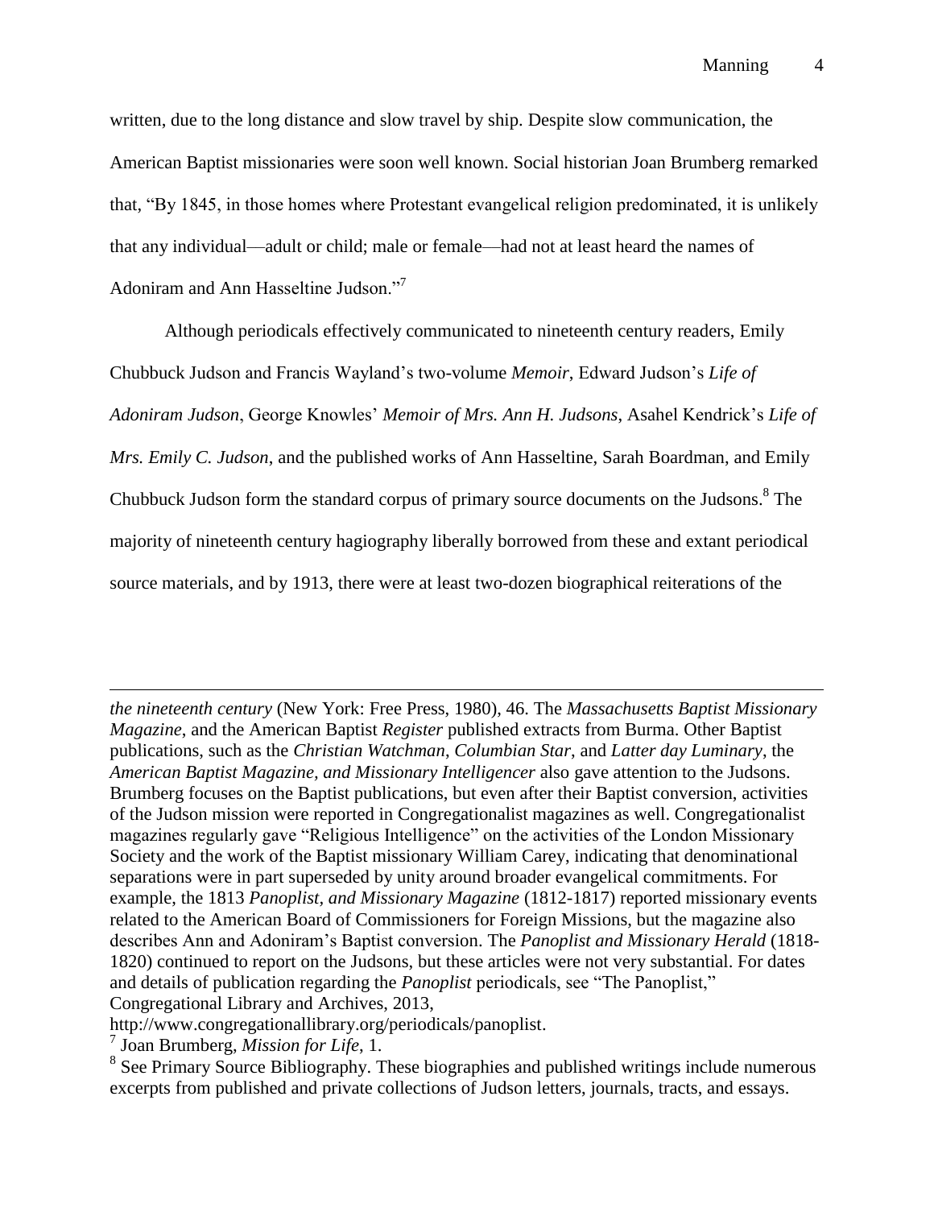written, due to the long distance and slow travel by ship. Despite slow communication, the American Baptist missionaries were soon well known. Social historian Joan Brumberg remarked that, "By 1845, in those homes where Protestant evangelical religion predominated, it is unlikely that any individual—adult or child; male or female—had not at least heard the names of Adoniram and Ann Hasseltine Judson."[7]

Although periodicals effectively communicated to nineteenth century readers, Emily Chubbuck Judson and Francis Wayland's two-volume *Memoir*, Edward Judson's *Life of Adoniram Judson*, George Knowles' *Memoir of Mrs. Ann H. Judsons,* Asahel Kendrick's *Life of Mrs. Emily C. Judson*, and the published works of Ann Hasseltine, Sarah Boardman, and Emily Chubbuck Judson form the standard corpus of primary source documents on the Judsons.[8] The majority of nineteenth century hagiography liberally borrowed from these and extant periodical source materials, and by 1913, there were at least two-dozen biographical reiterations of the

---

*the nineteenth century* (New York: Free Press, 1980), 46. The *Massachusetts Baptist Missionary Magazine*, and the American Baptist *Register* published extracts from Burma. Other Baptist publications, such as the *Christian Watchman*, *Columbian Star*, and *Latter day Luminary*, the *American Baptist Magazine, and Missionary Intelligencer* also gave attention to the Judsons. Brumberg focuses on the Baptist publications, but even after their Baptist conversion, activities of the Judson mission were reported in Congregationalist magazines as well. Congregationalist magazines regularly gave "Religious Intelligence" on the activities of the London Missionary Society and the work of the Baptist missionary William Carey, indicating that denominational separations were in part superseded by unity around broader evangelical commitments. For example, the 1813 *Panoplist, and Missionary Magazine* (1812-1817) reported missionary events related to the American Board of Commissioners for Foreign Missions, but the magazine also describes Ann and Adoniram's Baptist conversion. The *Panoplist and Missionary Herald* (1818-1820) continued to report on the Judsons, but these articles were not very substantial. For dates and details of publication regarding the *Panoplist* periodicals, see "The Panoplist," Congregational Library and Archives, 2013, http://www.congregationallibrary.org/periodicals/panoplist.

[7] Joan Brumberg, *Mission for Life*, 1.

[8] See Primary Source Bibliography. These biographies and published writings include numerous excerpts from published and private collections of Judson letters, journals, tracts, and essays.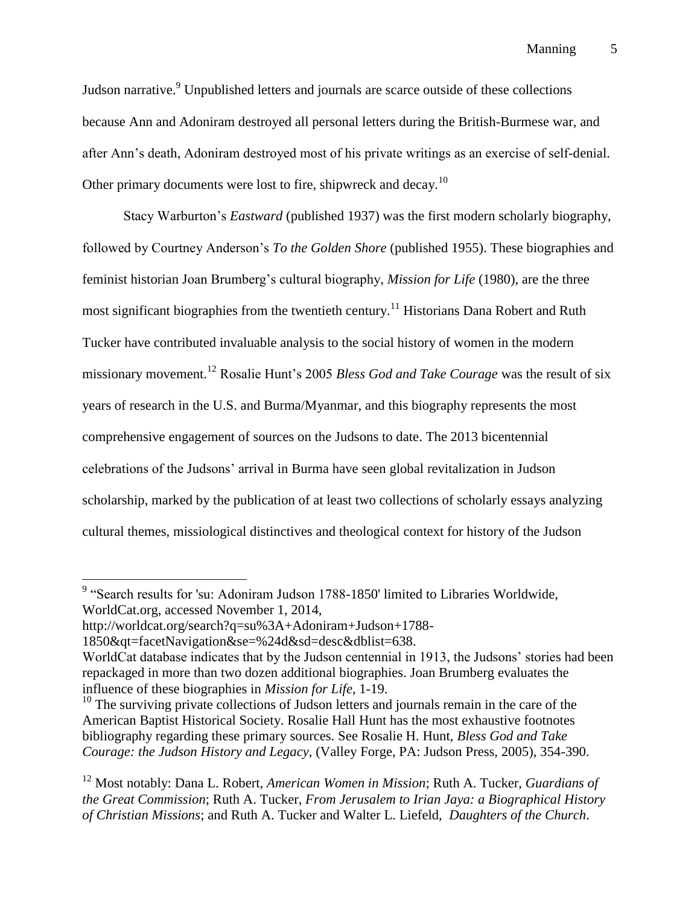Judson narrative.[9] Unpublished letters and journals are scarce outside of these collections because Ann and Adoniram destroyed all personal letters during the British-Burmese war, and after Ann's death, Adoniram destroyed most of his private writings as an exercise of self-denial. Other primary documents were lost to fire, shipwreck and decay.[10]

Stacy Warburton's *Eastward* (published 1937) was the first modern scholarly biography, followed by Courtney Anderson's *To the Golden Shore* (published 1955). These biographies and feminist historian Joan Brumberg's cultural biography, *Mission for Life* (1980), are the three most significant biographies from the twentieth century.[11] Historians Dana Robert and Ruth Tucker have contributed invaluable analysis to the social history of women in the modern missionary movement.[12] Rosalie Hunt's 2005 *Bless God and Take Courage* was the result of six years of research in the U.S. and Burma/Myanmar, and this biography represents the most comprehensive engagement of sources on the Judsons to date. The 2013 bicentennial celebrations of the Judsons' arrival in Burma have seen global revitalization in Judson scholarship, marked by the publication of at least two collections of scholarly essays analyzing cultural themes, missiological distinctives and theological context for history of the Judson

---

[9] "Search results for 'su: Adoniram Judson 1788-1850' limited to Libraries Worldwide, WorldCat.org, accessed November 1, 2014, http://worldcat.org/search?q=su%3A+Adoniram+Judson+1788-1850&qt=facetNavigation&se=%24d&sd=desc&dblist=638.
WorldCat database indicates that by the Judson centennial in 1913, the Judsons' stories had been repackaged in more than two dozen additional biographies. Joan Brumberg evaluates the influence of these biographies in *Mission for Life*, 1-19.

[10] The surviving private collections of Judson letters and journals remain in the care of the American Baptist Historical Society. Rosalie Hall Hunt has the most exhaustive footnotes bibliography regarding these primary sources. See Rosalie H. Hunt, *Bless God and Take Courage: the Judson History and Legacy*, (Valley Forge, PA: Judson Press, 2005), 354-390.

[12] Most notably: Dana L. Robert, *American Women in Mission*; Ruth A. Tucker, *Guardians of the Great Commission*; Ruth A. Tucker, *From Jerusalem to Irian Jaya: a Biographical History of Christian Missions*; and Ruth A. Tucker and Walter L. Liefeld, *Daughters of the Church*.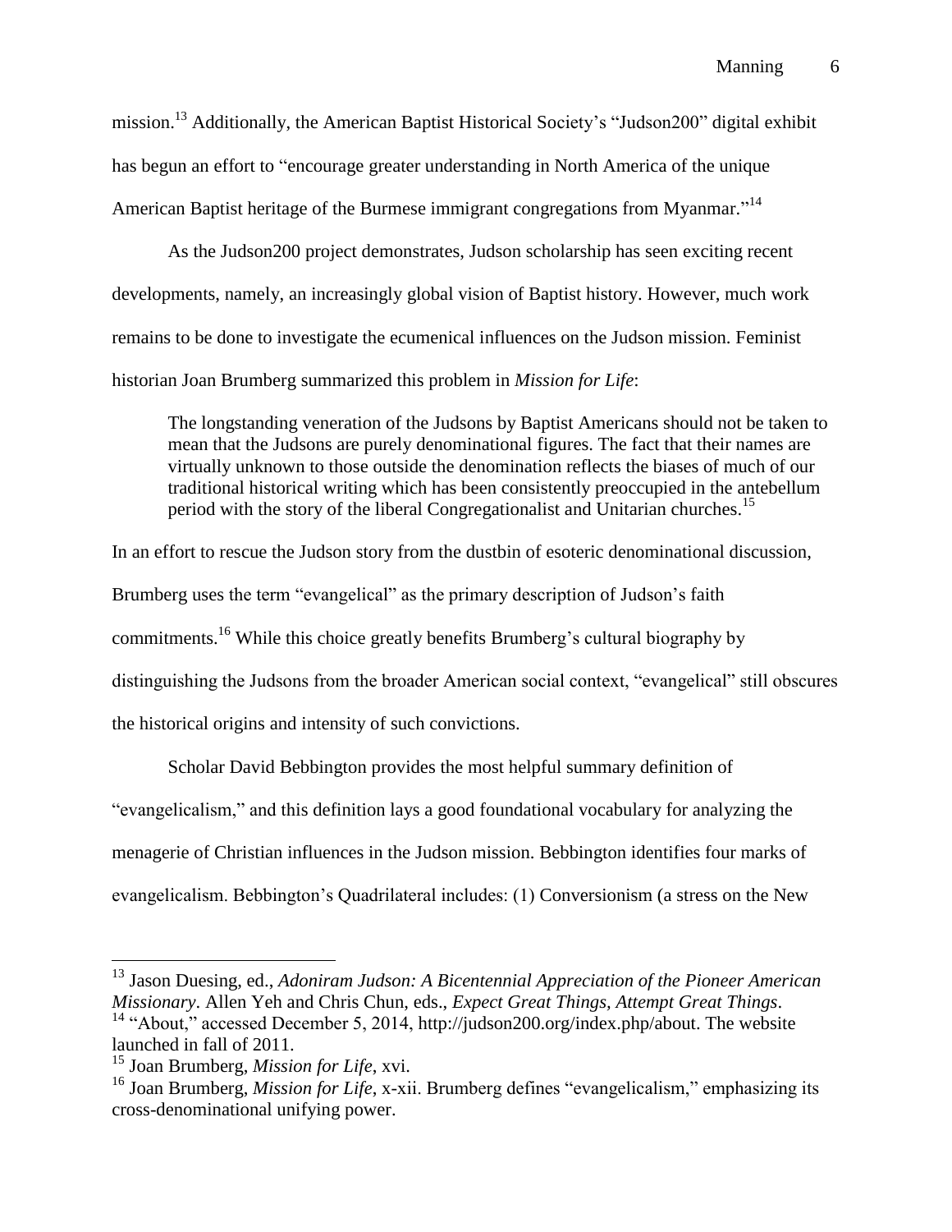mission.[13] Additionally, the American Baptist Historical Society's "Judson200" digital exhibit has begun an effort to "encourage greater understanding in North America of the unique American Baptist heritage of the Burmese immigrant congregations from Myanmar."[14]

As the Judson200 project demonstrates, Judson scholarship has seen exciting recent developments, namely, an increasingly global vision of Baptist history. However, much work remains to be done to investigate the ecumenical influences on the Judson mission. Feminist historian Joan Brumberg summarized this problem in *Mission for Life*:

> The longstanding veneration of the Judsons by Baptist Americans should not be taken to mean that the Judsons are purely denominational figures. The fact that their names are virtually unknown to those outside the denomination reflects the biases of much of our traditional historical writing which has been consistently preoccupied in the antebellum period with the story of the liberal Congregationalist and Unitarian churches.[15]

In an effort to rescue the Judson story from the dustbin of esoteric denominational discussion, Brumberg uses the term "evangelical" as the primary description of Judson's faith commitments.[16] While this choice greatly benefits Brumberg's cultural biography by distinguishing the Judsons from the broader American social context, "evangelical" still obscures the historical origins and intensity of such convictions.

Scholar David Bebbington provides the most helpful summary definition of "evangelicalism," and this definition lays a good foundational vocabulary for analyzing the menagerie of Christian influences in the Judson mission. Bebbington identifies four marks of evangelicalism. Bebbington's Quadrilateral includes: (1) Conversionism (a stress on the New

---

[13] Jason Duesing, ed., *Adoniram Judson: A Bicentennial Appreciation of the Pioneer American Missionary*. Allen Yeh and Chris Chun, eds., *Expect Great Things, Attempt Great Things*.

[14] "About," accessed December 5, 2014, http://judson200.org/index.php/about. The website launched in fall of 2011.

[15] Joan Brumberg, *Mission for Life*, xvi.

[16] Joan Brumberg, *Mission for Life*, x-xii. Brumberg defines "evangelicalism," emphasizing its cross-denominational unifying power.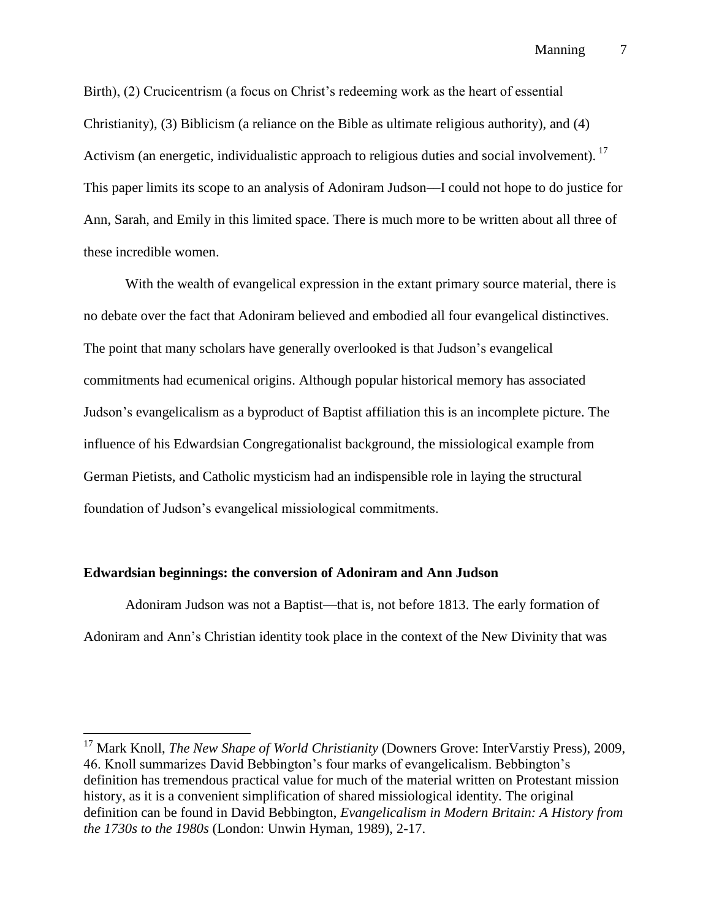Birth), (2) Crucicentrism (a focus on Christ's redeeming work as the heart of essential Christianity), (3) Biblicism (a reliance on the Bible as ultimate religious authority), and (4) Activism (an energetic, individualistic approach to religious duties and social involvement).[17] This paper limits its scope to an analysis of Adoniram Judson—I could not hope to do justice for Ann, Sarah, and Emily in this limited space. There is much more to be written about all three of these incredible women.

With the wealth of evangelical expression in the extant primary source material, there is no debate over the fact that Adoniram believed and embodied all four evangelical distinctives. The point that many scholars have generally overlooked is that Judson's evangelical commitments had ecumenical origins. Although popular historical memory has associated Judson's evangelicalism as a byproduct of Baptist affiliation this is an incomplete picture. The influence of his Edwardsian Congregationalist background, the missiological example from German Pietists, and Catholic mysticism had an indispensible role in laying the structural foundation of Judson's evangelical missiological commitments.

**Edwardsian beginnings: the conversion of Adoniram and Ann Judson**

Adoniram Judson was not a Baptist—that is, not before 1813. The early formation of Adoniram and Ann's Christian identity took place in the context of the New Divinity that was

---

[17] Mark Knoll, *The New Shape of World Christianity* (Downers Grove: InterVarstiy Press), 2009, 46. Knoll summarizes David Bebbington's four marks of evangelicalism. Bebbington's definition has tremendous practical value for much of the material written on Protestant mission history, as it is a convenient simplification of shared missiological identity. The original definition can be found in David Bebbington, *Evangelicalism in Modern Britain: A History from the 1730s to the 1980s* (London: Unwin Hyman, 1989), 2-17.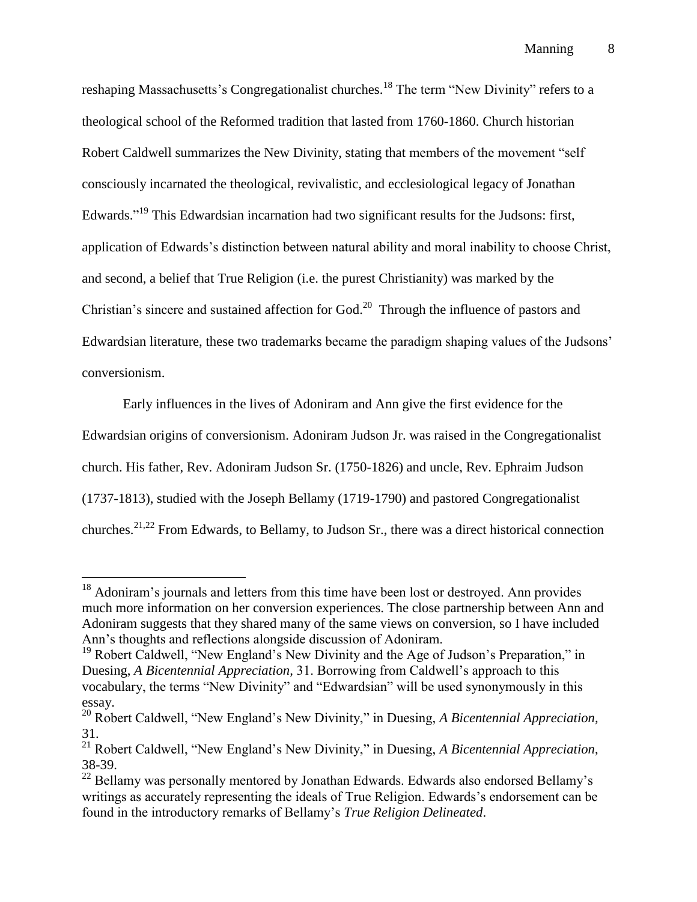reshaping Massachusetts's Congregationalist churches.[18] The term "New Divinity" refers to a theological school of the Reformed tradition that lasted from 1760-1860. Church historian Robert Caldwell summarizes the New Divinity, stating that members of the movement "self consciously incarnated the theological, revivalistic, and ecclesiological legacy of Jonathan Edwards."[19] This Edwardsian incarnation had two significant results for the Judsons: first, application of Edwards's distinction between natural ability and moral inability to choose Christ, and second, a belief that True Religion (i.e. the purest Christianity) was marked by the Christian's sincere and sustained affection for God.[20] Through the influence of pastors and Edwardsian literature, these two trademarks became the paradigm shaping values of the Judsons' conversionism.

Early influences in the lives of Adoniram and Ann give the first evidence for the Edwardsian origins of conversionism. Adoniram Judson Jr. was raised in the Congregationalist church. His father, Rev. Adoniram Judson Sr. (1750-1826) and uncle, Rev. Ephraim Judson (1737-1813), studied with the Joseph Bellamy (1719-1790) and pastored Congregationalist churches.[21,22] From Edwards, to Bellamy, to Judson Sr., there was a direct historical connection

---

[18] Adoniram's journals and letters from this time have been lost or destroyed. Ann provides much more information on her conversion experiences. The close partnership between Ann and Adoniram suggests that they shared many of the same views on conversion, so I have included Ann's thoughts and reflections alongside discussion of Adoniram.

[19] Robert Caldwell, "New England's New Divinity and the Age of Judson's Preparation," in Duesing, *A Bicentennial Appreciation,* 31. Borrowing from Caldwell's approach to this vocabulary, the terms "New Divinity" and "Edwardsian" will be used synonymously in this essay.

[20] Robert Caldwell, "New England's New Divinity," in Duesing, *A Bicentennial Appreciation,* 31.

[21] Robert Caldwell, "New England's New Divinity," in Duesing, *A Bicentennial Appreciation,* 38-39.

[22] Bellamy was personally mentored by Jonathan Edwards. Edwards also endorsed Bellamy's writings as accurately representing the ideals of True Religion. Edwards's endorsement can be found in the introductory remarks of Bellamy's *True Religion Delineated*.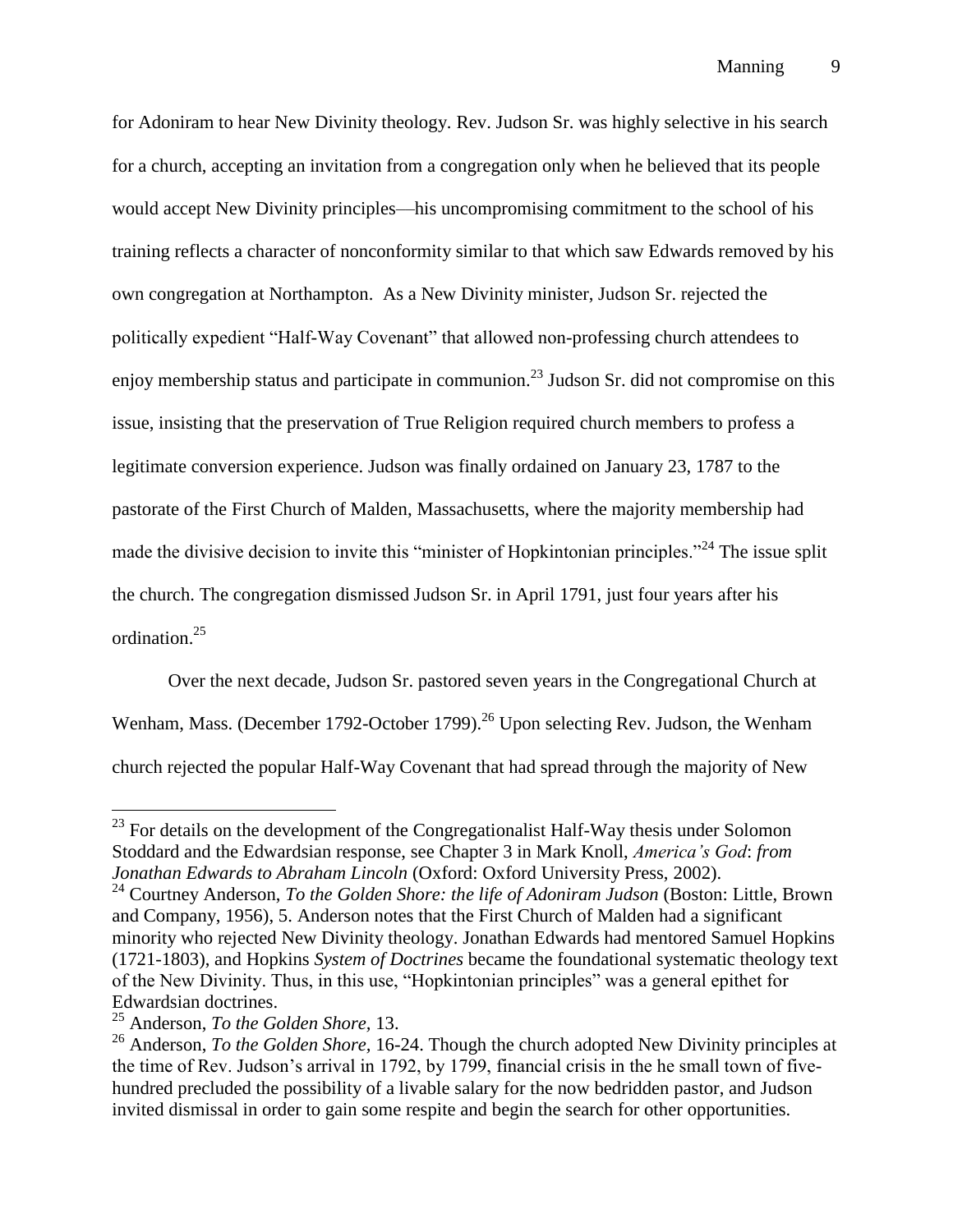for Adoniram to hear New Divinity theology. Rev. Judson Sr. was highly selective in his search for a church, accepting an invitation from a congregation only when he believed that its people would accept New Divinity principles—his uncompromising commitment to the school of his training reflects a character of nonconformity similar to that which saw Edwards removed by his own congregation at Northampton.  As a New Divinity minister, Judson Sr. rejected the politically expedient "Half-Way Covenant" that allowed non-professing church attendees to enjoy membership status and participate in communion.[23] Judson Sr. did not compromise on this issue, insisting that the preservation of True Religion required church members to profess a legitimate conversion experience. Judson was finally ordained on January 23, 1787 to the pastorate of the First Church of Malden, Massachusetts, where the majority membership had made the divisive decision to invite this "minister of Hopkintonian principles."[24] The issue split the church. The congregation dismissed Judson Sr. in April 1791, just four years after his ordination.[25]

Over the next decade, Judson Sr. pastored seven years in the Congregational Church at Wenham, Mass. (December 1792-October 1799).[26] Upon selecting Rev. Judson, the Wenham church rejected the popular Half-Way Covenant that had spread through the majority of New

---

[23] For details on the development of the Congregationalist Half-Way thesis under Solomon Stoddard and the Edwardsian response, see Chapter 3 in Mark Knoll, *America's God*: *from Jonathan Edwards to Abraham Lincoln* (Oxford: Oxford University Press, 2002).

[24] Courtney Anderson, *To the Golden Shore: the life of Adoniram Judson* (Boston: Little, Brown and Company, 1956), 5. Anderson notes that the First Church of Malden had a significant minority who rejected New Divinity theology. Jonathan Edwards had mentored Samuel Hopkins (1721-1803), and Hopkins *System of Doctrines* became the foundational systematic theology text of the New Divinity. Thus, in this use, "Hopkintonian principles" was a general epithet for Edwardsian doctrines.

[25] Anderson, *To the Golden Shore,* 13.

[26] Anderson, *To the Golden Shore,* 16-24. Though the church adopted New Divinity principles at the time of Rev. Judson's arrival in 1792, by 1799, financial crisis in the he small town of five-hundred precluded the possibility of a livable salary for the now bedridden pastor, and Judson invited dismissal in order to gain some respite and begin the search for other opportunities.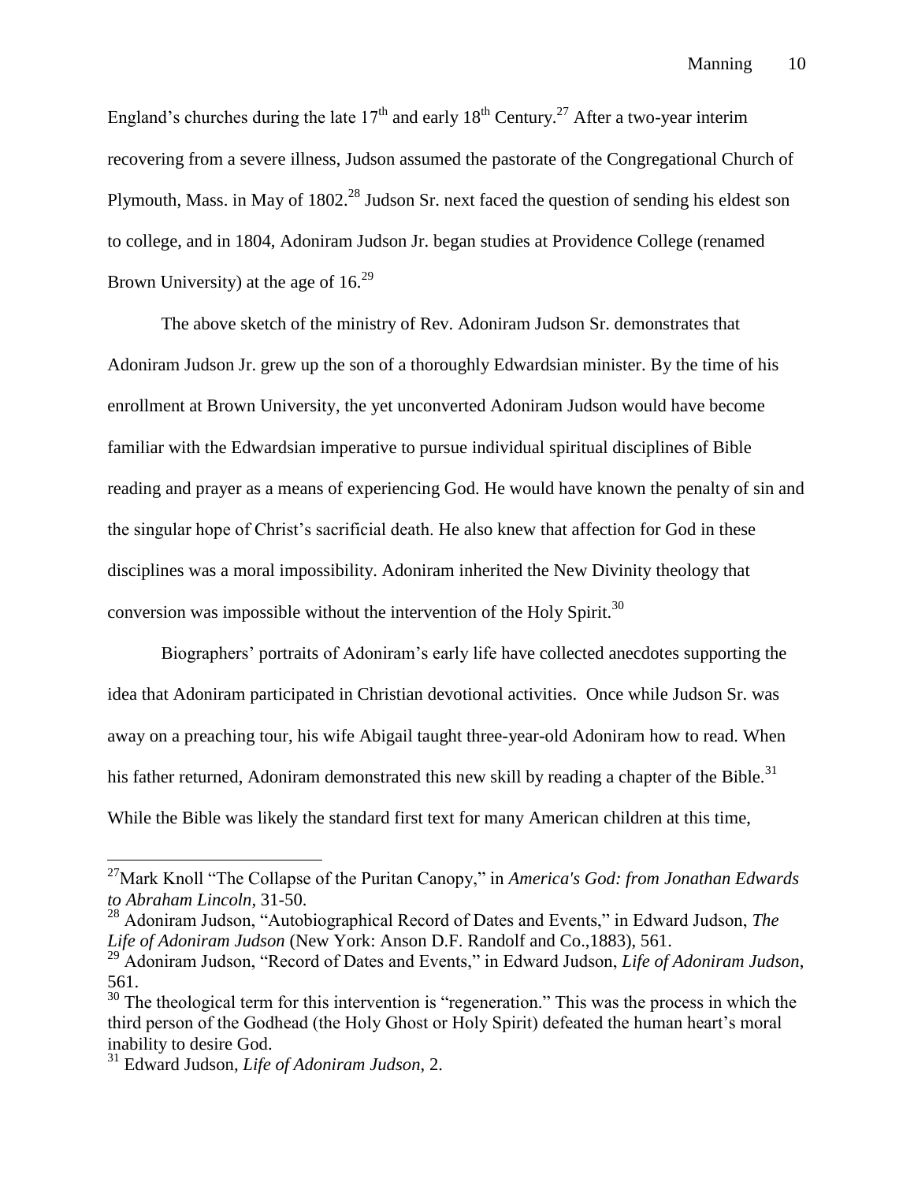England's churches during the late $17^{th}$ and early $18^{th}$ Century.[27] After a two-year interim recovering from a severe illness, Judson assumed the pastorate of the Congregational Church of Plymouth, Mass. in May of 1802.[28] Judson Sr. next faced the question of sending his eldest son to college, and in 1804, Adoniram Judson Jr. began studies at Providence College (renamed Brown University) at the age of 16.[29]

The above sketch of the ministry of Rev. Adoniram Judson Sr. demonstrates that Adoniram Judson Jr. grew up the son of a thoroughly Edwardsian minister. By the time of his enrollment at Brown University, the yet unconverted Adoniram Judson would have become familiar with the Edwardsian imperative to pursue individual spiritual disciplines of Bible reading and prayer as a means of experiencing God. He would have known the penalty of sin and the singular hope of Christ's sacrificial death. He also knew that affection for God in these disciplines was a moral impossibility. Adoniram inherited the New Divinity theology that conversion was impossible without the intervention of the Holy Spirit.[30]

Biographers' portraits of Adoniram's early life have collected anecdotes supporting the idea that Adoniram participated in Christian devotional activities. Once while Judson Sr. was away on a preaching tour, his wife Abigail taught three-year-old Adoniram how to read. When his father returned, Adoniram demonstrated this new skill by reading a chapter of the Bible.[31] While the Bible was likely the standard first text for many American children at this time,

---

[27] Mark Knoll "The Collapse of the Puritan Canopy," in *America's God: from Jonathan Edwards to Abraham Lincoln*, 31-50.

[28] Adoniram Judson, "Autobiographical Record of Dates and Events," in Edward Judson, *The Life of Adoniram Judson* (New York: Anson D.F. Randolf and Co.,1883), 561.

[29] Adoniram Judson, "Record of Dates and Events," in Edward Judson, *Life of Adoniram Judson*, 561.

[30] The theological term for this intervention is "regeneration." This was the process in which the third person of the Godhead (the Holy Ghost or Holy Spirit) defeated the human heart's moral inability to desire God.

[31] Edward Judson, *Life of Adoniram Judson*, 2.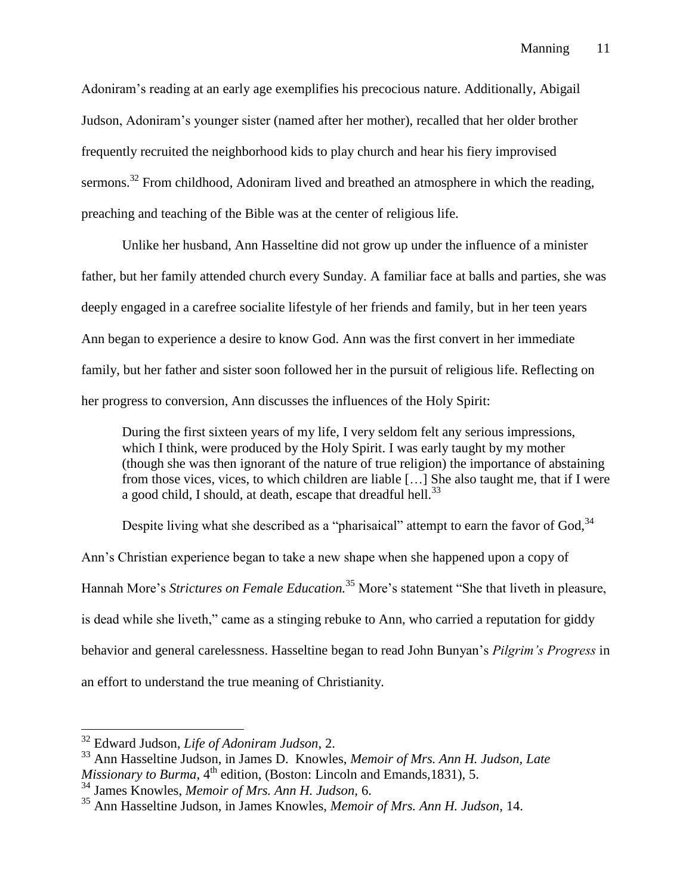Adoniram's reading at an early age exemplifies his precocious nature. Additionally, Abigail Judson, Adoniram's younger sister (named after her mother), recalled that her older brother frequently recruited the neighborhood kids to play church and hear his fiery improvised sermons.[32] From childhood, Adoniram lived and breathed an atmosphere in which the reading, preaching and teaching of the Bible was at the center of religious life.

Unlike her husband, Ann Hasseltine did not grow up under the influence of a minister father, but her family attended church every Sunday. A familiar face at balls and parties, she was deeply engaged in a carefree socialite lifestyle of her friends and family, but in her teen years Ann began to experience a desire to know God. Ann was the first convert in her immediate family, but her father and sister soon followed her in the pursuit of religious life. Reflecting on her progress to conversion, Ann discusses the influences of the Holy Spirit:

> During the first sixteen years of my life, I very seldom felt any serious impressions, which I think, were produced by the Holy Spirit. I was early taught by my mother (though she was then ignorant of the nature of true religion) the importance of abstaining from those vices, vices, to which children are liable […] She also taught me, that if I were a good child, I should, at death, escape that dreadful hell.[33]

Despite living what she described as a "pharisaical" attempt to earn the favor of God,[34] Ann's Christian experience began to take a new shape when she happened upon a copy of Hannah More's *Strictures on Female Education.*[35] More's statement "She that liveth in pleasure, is dead while she liveth," came as a stinging rebuke to Ann, who carried a reputation for giddy behavior and general carelessness. Hasseltine began to read John Bunyan's *Pilgrim's Progress* in an effort to understand the true meaning of Christianity.

---

[32] Edward Judson, *Life of Adoniram Judson*, 2.

[33] Ann Hasseltine Judson, in James D. Knowles, *Memoir of Mrs. Ann H. Judson, Late Missionary to Burma*, 4th edition, (Boston: Lincoln and Emands,1831), 5.

[34] James Knowles, *Memoir of Mrs. Ann H. Judson,* 6.

[35] Ann Hasseltine Judson, in James Knowles, *Memoir of Mrs. Ann H. Judson*, 14.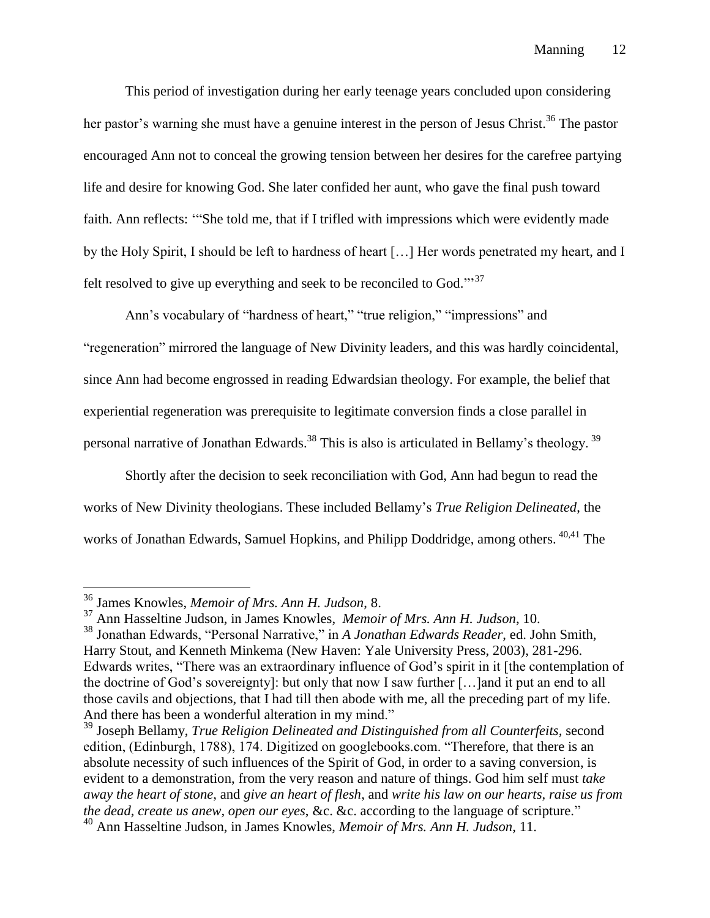This period of investigation during her early teenage years concluded upon considering her pastor's warning she must have a genuine interest in the person of Jesus Christ.[36] The pastor encouraged Ann not to conceal the growing tension between her desires for the carefree partying life and desire for knowing God. She later confided her aunt, who gave the final push toward faith. Ann reflects: '"She told me, that if I trifled with impressions which were evidently made by the Holy Spirit, I should be left to hardness of heart […] Her words penetrated my heart, and I felt resolved to give up everything and seek to be reconciled to God."'[37]

Ann's vocabulary of "hardness of heart," "true religion," "impressions" and "regeneration" mirrored the language of New Divinity leaders, and this was hardly coincidental, since Ann had become engrossed in reading Edwardsian theology. For example, the belief that experiential regeneration was prerequisite to legitimate conversion finds a close parallel in personal narrative of Jonathan Edwards.[38] This is also is articulated in Bellamy's theology.[39]

Shortly after the decision to seek reconciliation with God, Ann had begun to read the works of New Divinity theologians. These included Bellamy's *True Religion Delineated*, the works of Jonathan Edwards, Samuel Hopkins, and Philipp Doddridge, among others.[40,41] The

---

[36] James Knowles, *Memoir of Mrs. Ann H. Judson*, 8.

[37] Ann Hasseltine Judson, in James Knowles, *Memoir of Mrs. Ann H. Judson*, 10.

[38] Jonathan Edwards, "Personal Narrative," in *A Jonathan Edwards Reader*, ed. John Smith, Harry Stout, and Kenneth Minkema (New Haven: Yale University Press, 2003), 281-296. Edwards writes, "There was an extraordinary influence of God's spirit in it [the contemplation of the doctrine of God's sovereignty]: but only that now I saw further […]and it put an end to all those cavils and objections, that I had till then abode with me, all the preceding part of my life. And there has been a wonderful alteration in my mind."

[39] Joseph Bellamy, *True Religion Delineated and Distinguished from all Counterfeits*, second edition, (Edinburgh, 1788), 174. Digitized on googlebooks.com. "Therefore, that there is an absolute necessity of such influences of the Spirit of God, in order to a saving conversion, is evident to a demonstration, from the very reason and nature of things. God him self must *take away the heart of stone*, and *give an heart of flesh*, and *write his law on our hearts, raise us from the dead, create us anew, open our eyes*, &c. &c. according to the language of scripture."

[40] Ann Hasseltine Judson, in James Knowles, *Memoir of Mrs. Ann H. Judson*, 11.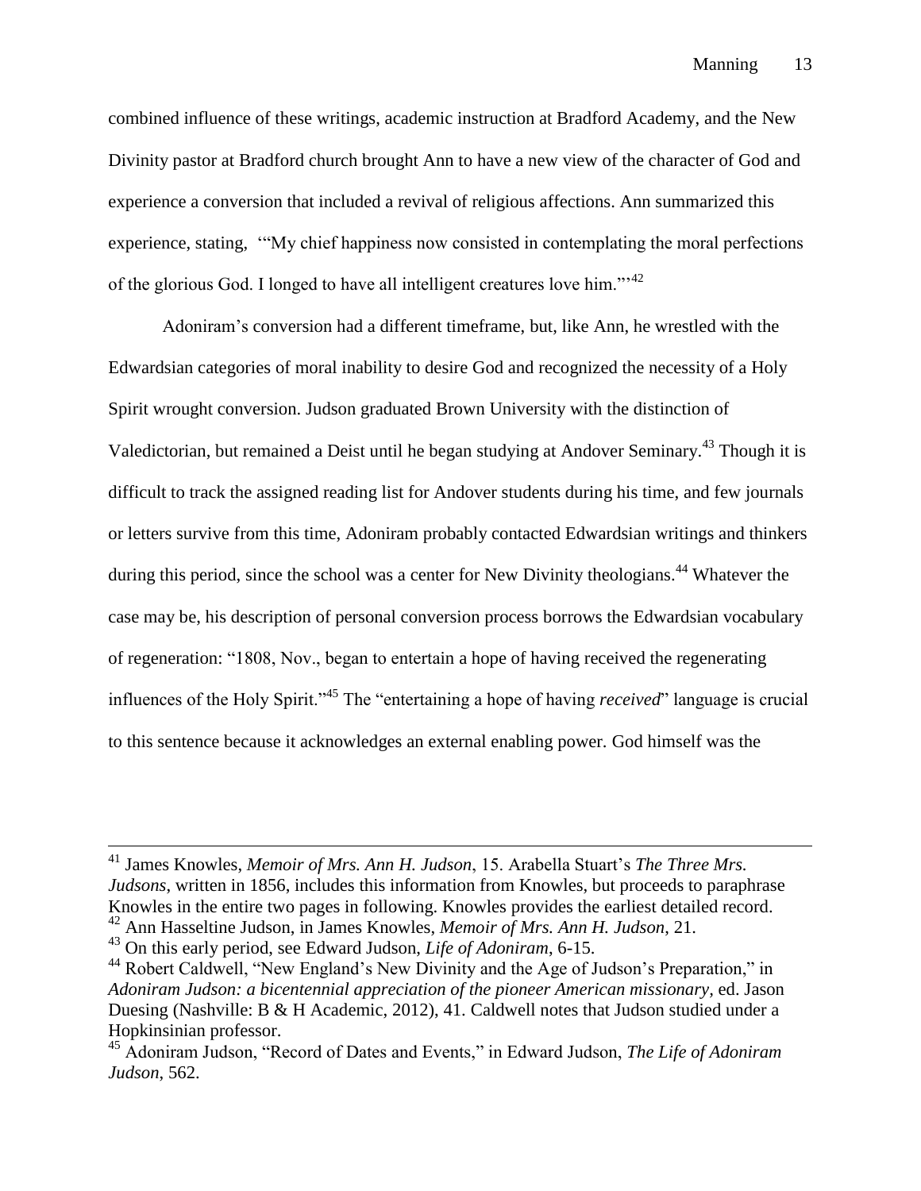combined influence of these writings, academic instruction at Bradford Academy, and the New Divinity pastor at Bradford church brought Ann to have a new view of the character of God and experience a conversion that included a revival of religious affections. Ann summarized this experience, stating, '"My chief happiness now consisted in contemplating the moral perfections of the glorious God. I longed to have all intelligent creatures love him."'[42]

Adoniram's conversion had a different timeframe, but, like Ann, he wrestled with the Edwardsian categories of moral inability to desire God and recognized the necessity of a Holy Spirit wrought conversion. Judson graduated Brown University with the distinction of Valedictorian, but remained a Deist until he began studying at Andover Seminary.[43] Though it is difficult to track the assigned reading list for Andover students during his time, and few journals or letters survive from this time, Adoniram probably contacted Edwardsian writings and thinkers during this period, since the school was a center for New Divinity theologians.[44] Whatever the case may be, his description of personal conversion process borrows the Edwardsian vocabulary of regeneration: "1808, Nov., began to entertain a hope of having received the regenerating influences of the Holy Spirit."[45] The "entertaining a hope of having *received*" language is crucial to this sentence because it acknowledges an external enabling power. God himself was the

---

[41] James Knowles, *Memoir of Mrs. Ann H. Judson*, 15. Arabella Stuart's *The Three Mrs. Judsons*, written in 1856, includes this information from Knowles, but proceeds to paraphrase Knowles in the entire two pages in following. Knowles provides the earliest detailed record.

[42] Ann Hasseltine Judson, in James Knowles, *Memoir of Mrs. Ann H. Judson*, 21.

[43] On this early period, see Edward Judson, *Life of Adoniram*, 6-15.

[44] Robert Caldwell, "New England's New Divinity and the Age of Judson's Preparation," in *Adoniram Judson: a bicentennial appreciation of the pioneer American missionary*, ed. Jason Duesing (Nashville: B & H Academic, 2012), 41. Caldwell notes that Judson studied under a Hopkinsinian professor.

[45] Adoniram Judson, "Record of Dates and Events," in Edward Judson, *The Life of Adoniram Judson*, 562.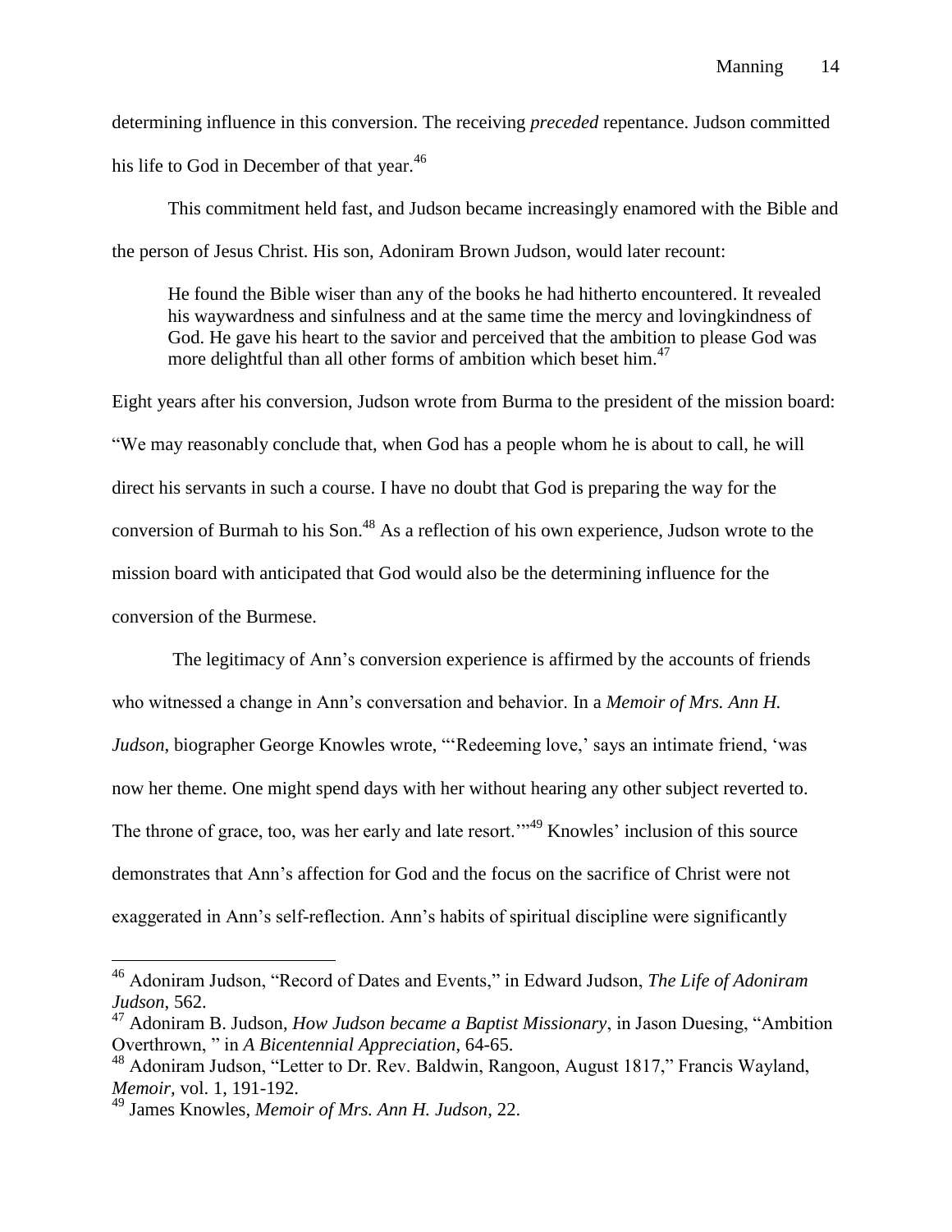determining influence in this conversion. The receiving *preceded* repentance. Judson committed his life to God in December of that year.[46]

This commitment held fast, and Judson became increasingly enamored with the Bible and the person of Jesus Christ. His son, Adoniram Brown Judson, would later recount:

> He found the Bible wiser than any of the books he had hitherto encountered. It revealed his waywardness and sinfulness and at the same time the mercy and lovingkindness of God. He gave his heart to the savior and perceived that the ambition to please God was more delightful than all other forms of ambition which beset him.[47]

Eight years after his conversion, Judson wrote from Burma to the president of the mission board: "We may reasonably conclude that, when God has a people whom he is about to call, he will direct his servants in such a course. I have no doubt that God is preparing the way for the conversion of Burmah to his Son.[48] As a reflection of his own experience, Judson wrote to the mission board with anticipated that God would also be the determining influence for the conversion of the Burmese.

The legitimacy of Ann's conversion experience is affirmed by the accounts of friends who witnessed a change in Ann's conversation and behavior. In a *Memoir of Mrs. Ann H. Judson*, biographer George Knowles wrote, "'Redeeming love,' says an intimate friend, 'was now her theme. One might spend days with her without hearing any other subject reverted to. The throne of grace, too, was her early and late resort.'"[49] Knowles' inclusion of this source demonstrates that Ann's affection for God and the focus on the sacrifice of Christ were not exaggerated in Ann's self-reflection. Ann's habits of spiritual discipline were significantly

---

[46] Adoniram Judson, "Record of Dates and Events," in Edward Judson, *The Life of Adoniram Judson*, 562.

[47] Adoniram B. Judson, *How Judson became a Baptist Missionary*, in Jason Duesing, "Ambition Overthrown, " in *A Bicentennial Appreciation*, 64-65.

[48] Adoniram Judson, "Letter to Dr. Rev. Baldwin, Rangoon, August 1817," Francis Wayland, *Memoir*, vol. 1, 191-192.

[49] James Knowles, *Memoir of Mrs. Ann H. Judson*, 22.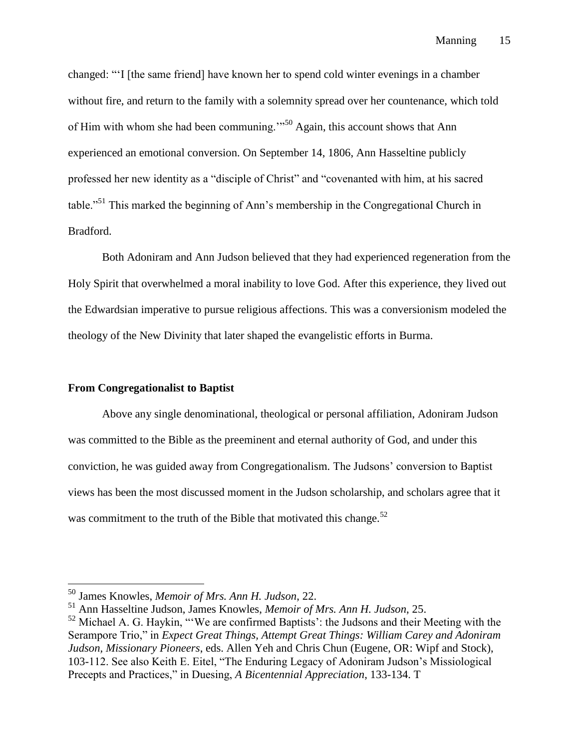changed: "'I [the same friend] have known her to spend cold winter evenings in a chamber without fire, and return to the family with a solemnity spread over her countenance, which told of Him with whom she had been communing.'"[50] Again, this account shows that Ann experienced an emotional conversion. On September 14, 1806, Ann Hasseltine publicly professed her new identity as a "disciple of Christ" and "covenanted with him, at his sacred table."[51] This marked the beginning of Ann's membership in the Congregational Church in Bradford.

Both Adoniram and Ann Judson believed that they had experienced regeneration from the Holy Spirit that overwhelmed a moral inability to love God. After this experience, they lived out the Edwardsian imperative to pursue religious affections. This was a conversionism modeled the theology of the New Divinity that later shaped the evangelistic efforts in Burma.

## From Congregationalist to Baptist

Above any single denominational, theological or personal affiliation, Adoniram Judson was committed to the Bible as the preeminent and eternal authority of God, and under this conviction, he was guided away from Congregationalism. The Judsons' conversion to Baptist views has been the most discussed moment in the Judson scholarship, and scholars agree that it was commitment to the truth of the Bible that motivated this change.[52]

---

[50] James Knowles, *Memoir of Mrs. Ann H. Judson*, 22.

[51] Ann Hasseltine Judson, James Knowles, *Memoir of Mrs. Ann H. Judson*, 25.

[52] Michael A. G. Haykin, "'We are confirmed Baptists': the Judsons and their Meeting with the Serampore Trio," in *Expect Great Things, Attempt Great Things: William Carey and Adoniram Judson, Missionary Pioneers*, eds. Allen Yeh and Chris Chun (Eugene, OR: Wipf and Stock), 103-112. See also Keith E. Eitel, "The Enduring Legacy of Adoniram Judson's Missiological Precepts and Practices," in Duesing, *A Bicentennial Appreciation*, 133-134. T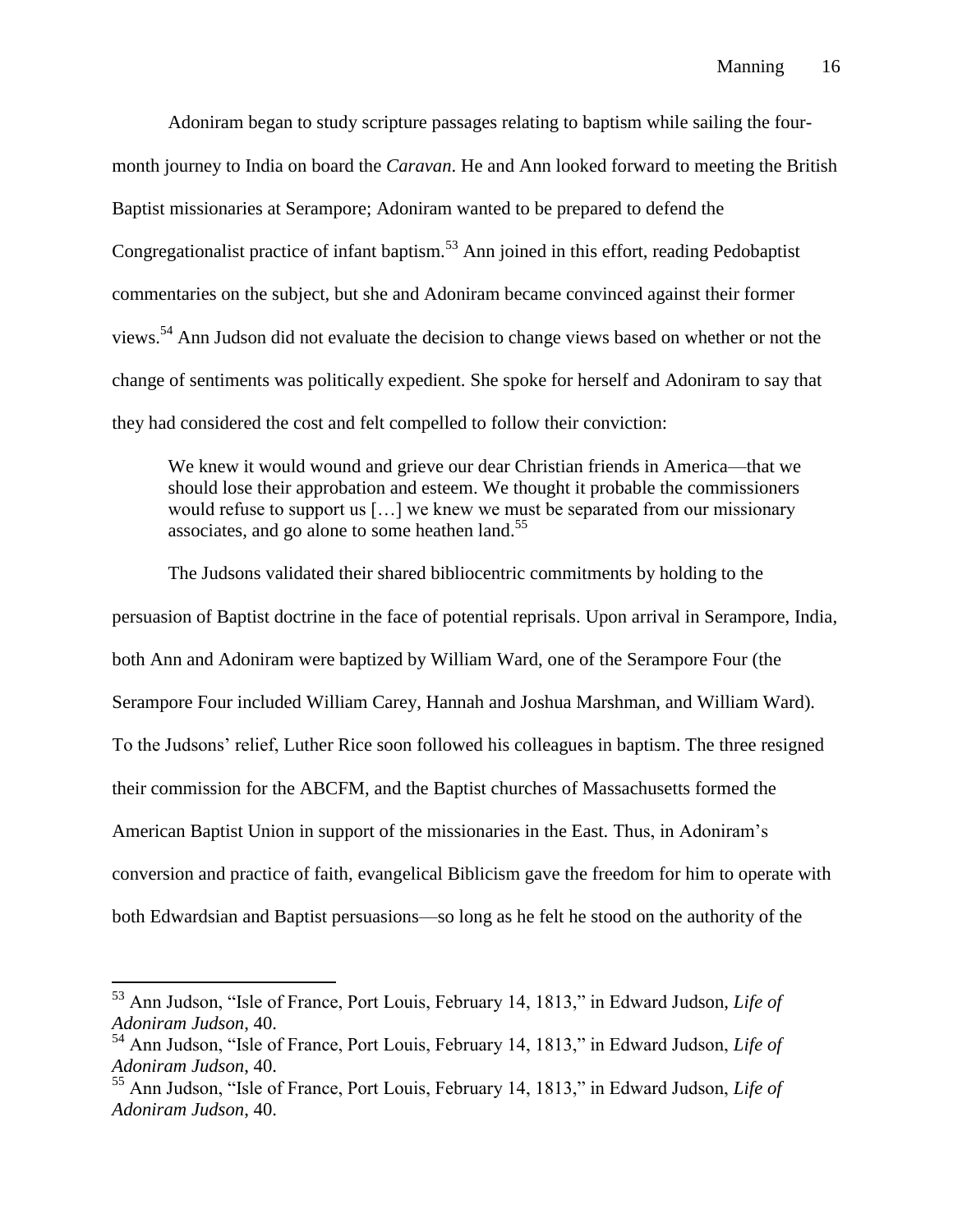Adoniram began to study scripture passages relating to baptism while sailing the four-month journey to India on board the *Caravan*. He and Ann looked forward to meeting the British Baptist missionaries at Serampore; Adoniram wanted to be prepared to defend the Congregationalist practice of infant baptism.[53] Ann joined in this effort, reading Pedobaptist commentaries on the subject, but she and Adoniram became convinced against their former views.[54] Ann Judson did not evaluate the decision to change views based on whether or not the change of sentiments was politically expedient. She spoke for herself and Adoniram to say that they had considered the cost and felt compelled to follow their conviction:

> We knew it would wound and grieve our dear Christian friends in America—that we should lose their approbation and esteem. We thought it probable the commissioners would refuse to support us […] we knew we must be separated from our missionary associates, and go alone to some heathen land.[55]

The Judsons validated their shared bibliocentric commitments by holding to the persuasion of Baptist doctrine in the face of potential reprisals. Upon arrival in Serampore, India, both Ann and Adoniram were baptized by William Ward, one of the Serampore Four (the Serampore Four included William Carey, Hannah and Joshua Marshman, and William Ward). To the Judsons' relief, Luther Rice soon followed his colleagues in baptism. The three resigned their commission for the ABCFM, and the Baptist churches of Massachusetts formed the American Baptist Union in support of the missionaries in the East. Thus, in Adoniram's conversion and practice of faith, evangelical Biblicism gave the freedom for him to operate with both Edwardsian and Baptist persuasions—so long as he felt he stood on the authority of the

---

[53] Ann Judson, "Isle of France, Port Louis, February 14, 1813," in Edward Judson, *Life of Adoniram Judson*, 40.

[54] Ann Judson, "Isle of France, Port Louis, February 14, 1813," in Edward Judson, *Life of Adoniram Judson*, 40.

[55] Ann Judson, "Isle of France, Port Louis, February 14, 1813," in Edward Judson, *Life of Adoniram Judson*, 40.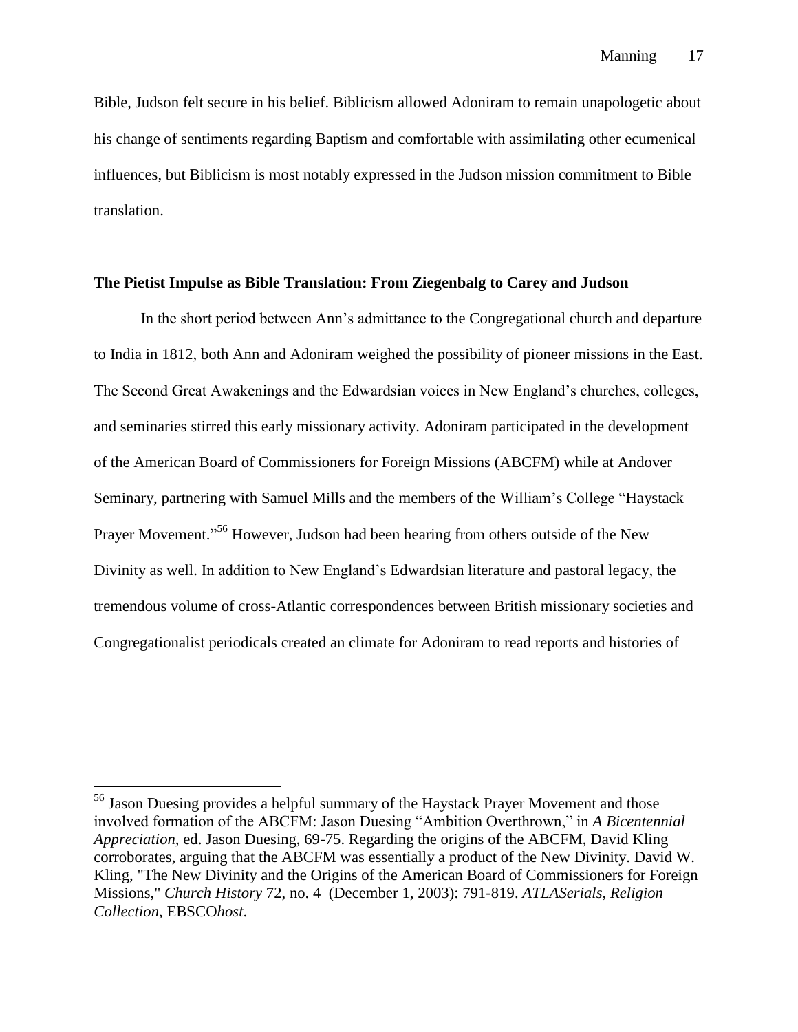Bible, Judson felt secure in his belief. Biblicism allowed Adoniram to remain unapologetic about his change of sentiments regarding Baptism and comfortable with assimilating other ecumenical influences, but Biblicism is most notably expressed in the Judson mission commitment to Bible translation.

**The Pietist Impulse as Bible Translation: From Ziegenbalg to Carey and Judson**

In the short period between Ann's admittance to the Congregational church and departure to India in 1812, both Ann and Adoniram weighed the possibility of pioneer missions in the East. The Second Great Awakenings and the Edwardsian voices in New England's churches, colleges, and seminaries stirred this early missionary activity. Adoniram participated in the development of the American Board of Commissioners for Foreign Missions (ABCFM) while at Andover Seminary, partnering with Samuel Mills and the members of the William's College "Haystack Prayer Movement."[56] However, Judson had been hearing from others outside of the New Divinity as well. In addition to New England's Edwardsian literature and pastoral legacy, the tremendous volume of cross-Atlantic correspondences between British missionary societies and Congregationalist periodicals created an climate for Adoniram to read reports and histories of

---

[56] Jason Duesing provides a helpful summary of the Haystack Prayer Movement and those involved formation of the ABCFM: Jason Duesing "Ambition Overthrown," in *A Bicentennial Appreciation*, ed. Jason Duesing, 69-75. Regarding the origins of the ABCFM, David Kling corroborates, arguing that the ABCFM was essentially a product of the New Divinity. David W. Kling, "The New Divinity and the Origins of the American Board of Commissioners for Foreign Missions," *Church History* 72, no. 4 (December 1, 2003): 791-819. *ATLASerials, Religion Collection*, EBSCO*host*.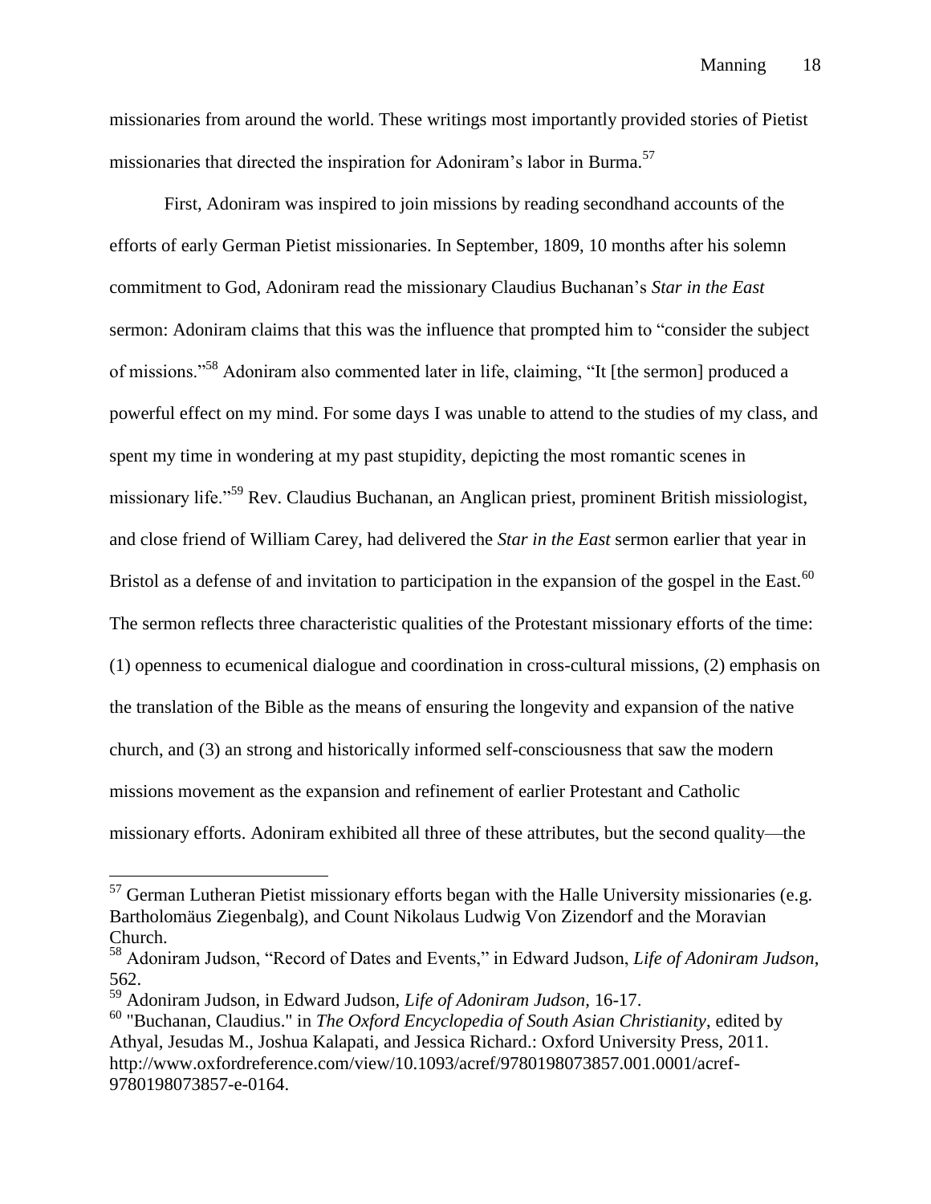missionaries from around the world. These writings most importantly provided stories of Pietist missionaries that directed the inspiration for Adoniram's labor in Burma.[57]

First, Adoniram was inspired to join missions by reading secondhand accounts of the efforts of early German Pietist missionaries. In September, 1809, 10 months after his solemn commitment to God, Adoniram read the missionary Claudius Buchanan's *Star in the East* sermon: Adoniram claims that this was the influence that prompted him to "consider the subject of missions."[58] Adoniram also commented later in life, claiming, "It [the sermon] produced a powerful effect on my mind. For some days I was unable to attend to the studies of my class, and spent my time in wondering at my past stupidity, depicting the most romantic scenes in missionary life."[59] Rev. Claudius Buchanan, an Anglican priest, prominent British missiologist, and close friend of William Carey, had delivered the *Star in the East* sermon earlier that year in Bristol as a defense of and invitation to participation in the expansion of the gospel in the East.[60] The sermon reflects three characteristic qualities of the Protestant missionary efforts of the time: (1) openness to ecumenical dialogue and coordination in cross-cultural missions, (2) emphasis on the translation of the Bible as the means of ensuring the longevity and expansion of the native church, and (3) an strong and historically informed self-consciousness that saw the modern missions movement as the expansion and refinement of earlier Protestant and Catholic missionary efforts. Adoniram exhibited all three of these attributes, but the second quality—the

---

[57] German Lutheran Pietist missionary efforts began with the Halle University missionaries (e.g. Bartholomäus Ziegenbalg), and Count Nikolaus Ludwig Von Zizendorf and the Moravian Church.

[58] Adoniram Judson, "Record of Dates and Events," in Edward Judson, *Life of Adoniram Judson*, 562.

[59] Adoniram Judson, in Edward Judson, *Life of Adoniram Judson,* 16-17.

[60] "Buchanan, Claudius." in *The Oxford Encyclopedia of South Asian Christianity*, edited by Athyal, Jesudas M., Joshua Kalapati, and Jessica Richard.: Oxford University Press, 2011. http://www.oxfordreference.com/view/10.1093/acref/9780198073857.001.0001/acref-9780198073857-e-0164.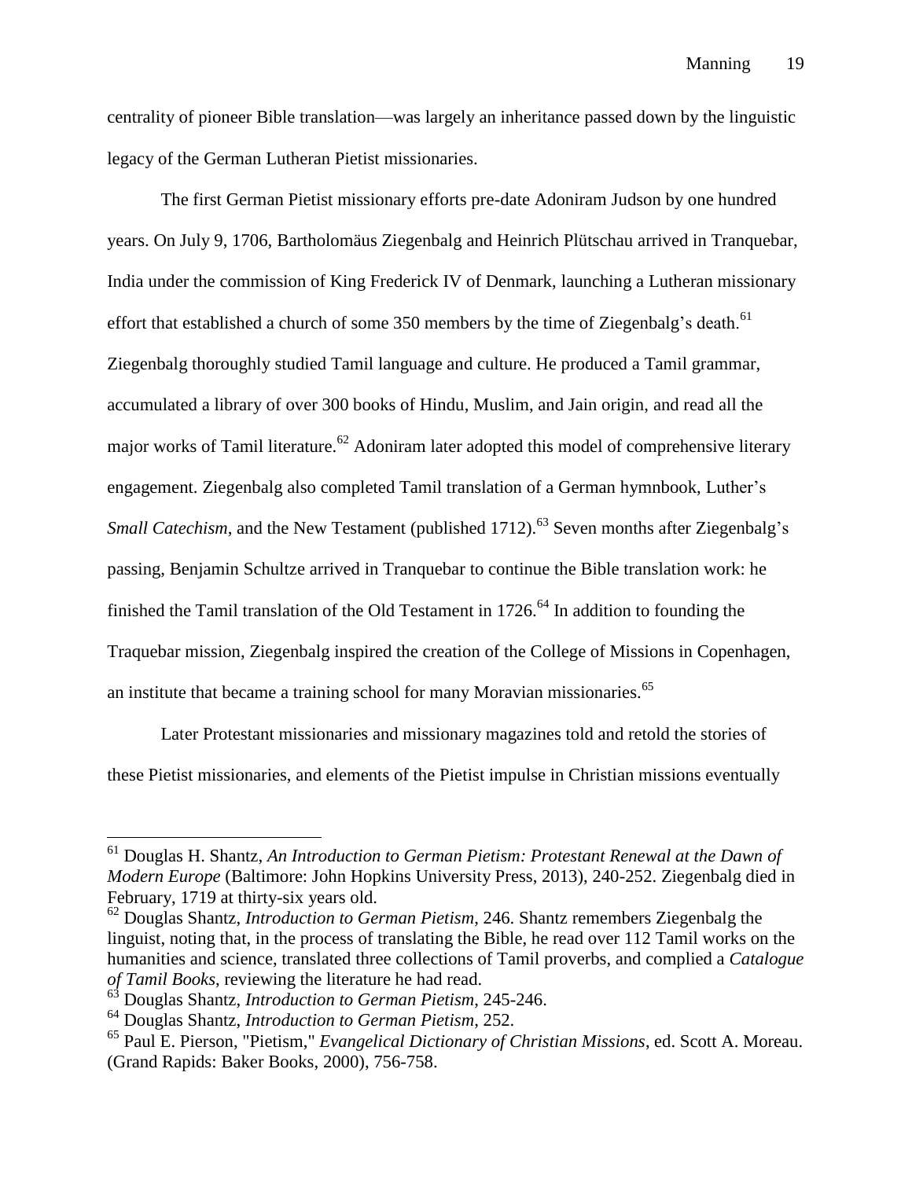centrality of pioneer Bible translation—was largely an inheritance passed down by the linguistic legacy of the German Lutheran Pietist missionaries.

The first German Pietist missionary efforts pre-date Adoniram Judson by one hundred years. On July 9, 1706, Bartholomäus Ziegenbalg and Heinrich Plütschau arrived in Tranquebar, India under the commission of King Frederick IV of Denmark, launching a Lutheran missionary effort that established a church of some 350 members by the time of Ziegenbalg's death.[61] Ziegenbalg thoroughly studied Tamil language and culture. He produced a Tamil grammar, accumulated a library of over 300 books of Hindu, Muslim, and Jain origin, and read all the major works of Tamil literature.[62] Adoniram later adopted this model of comprehensive literary engagement. Ziegenbalg also completed Tamil translation of a German hymnbook, Luther's *Small Catechism*, and the New Testament (published 1712).[63] Seven months after Ziegenbalg's passing, Benjamin Schultze arrived in Tranquebar to continue the Bible translation work: he finished the Tamil translation of the Old Testament in 1726.[64] In addition to founding the Traquebar mission, Ziegenbalg inspired the creation of the College of Missions in Copenhagen, an institute that became a training school for many Moravian missionaries.[65]

Later Protestant missionaries and missionary magazines told and retold the stories of these Pietist missionaries, and elements of the Pietist impulse in Christian missions eventually

---

[61] Douglas H. Shantz, *An Introduction to German Pietism: Protestant Renewal at the Dawn of Modern Europe* (Baltimore: John Hopkins University Press, 2013), 240-252. Ziegenbalg died in February, 1719 at thirty-six years old.

[62] Douglas Shantz, *Introduction to German Pietism*, 246. Shantz remembers Ziegenbalg the linguist, noting that, in the process of translating the Bible, he read over 112 Tamil works on the humanities and science, translated three collections of Tamil proverbs, and complied a *Catalogue of Tamil Books*, reviewing the literature he had read.

[63] Douglas Shantz, *Introduction to German Pietism*, 245-246.

[64] Douglas Shantz, *Introduction to German Pietism*, 252.

[65] Paul E. Pierson, "Pietism," *Evangelical Dictionary of Christian Missions*, ed. Scott A. Moreau. (Grand Rapids: Baker Books, 2000), 756-758.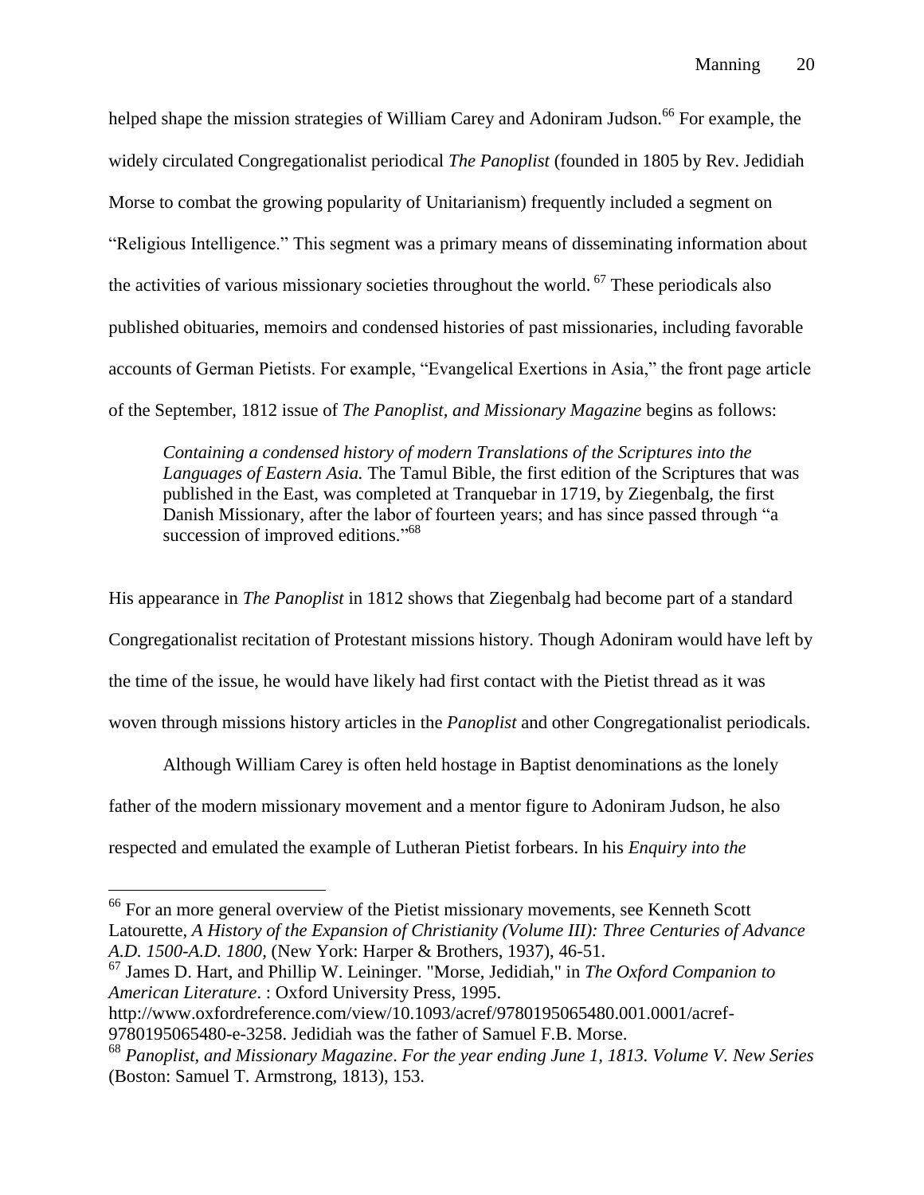helped shape the mission strategies of William Carey and Adoniram Judson.[66] For example, the widely circulated Congregationalist periodical *The Panoplist* (founded in 1805 by Rev. Jedidiah Morse to combat the growing popularity of Unitarianism) frequently included a segment on "Religious Intelligence." This segment was a primary means of disseminating information about the activities of various missionary societies throughout the world. [67] These periodicals also published obituaries, memoirs and condensed histories of past missionaries, including favorable accounts of German Pietists. For example, "Evangelical Exertions in Asia," the front page article of the September, 1812 issue of *The Panoplist, and Missionary Magazine* begins as follows:

> *Containing a condensed history of modern Translations of the Scriptures into the Languages of Eastern Asia.* The Tamul Bible, the first edition of the Scriptures that was published in the East, was completed at Tranquebar in 1719, by Ziegenbalg, the first Danish Missionary, after the labor of fourteen years; and has since passed through "a succession of improved editions."[68]

His appearance in *The Panoplist* in 1812 shows that Ziegenbalg had become part of a standard Congregationalist recitation of Protestant missions history. Though Adoniram would have left by the time of the issue, he would have likely had first contact with the Pietist thread as it was woven through missions history articles in the *Panoplist* and other Congregationalist periodicals.

Although William Carey is often held hostage in Baptist denominations as the lonely father of the modern missionary movement and a mentor figure to Adoniram Judson, he also respected and emulated the example of Lutheran Pietist forbears. In his *Enquiry into the*

---

[66] For an more general overview of the Pietist missionary movements, see Kenneth Scott Latourette, *A History of the Expansion of Christianity (Volume III): Three Centuries of Advance A.D. 1500-A.D. 1800,* (New York: Harper & Brothers, 1937), 46-51.

[67] James D. Hart, and Phillip W. Leininger. "Morse, Jedidiah," in *The Oxford Companion to American Literature*. : Oxford University Press, 1995. http://www.oxfordreference.com/view/10.1093/acref/9780195065480.001.0001/acref-9780195065480-e-3258. Jedidiah was the father of Samuel F.B. Morse.

[68] *Panoplist, and Missionary Magazine*. *For the year ending June 1, 1813. Volume V. New Series* (Boston: Samuel T. Armstrong, 1813), 153.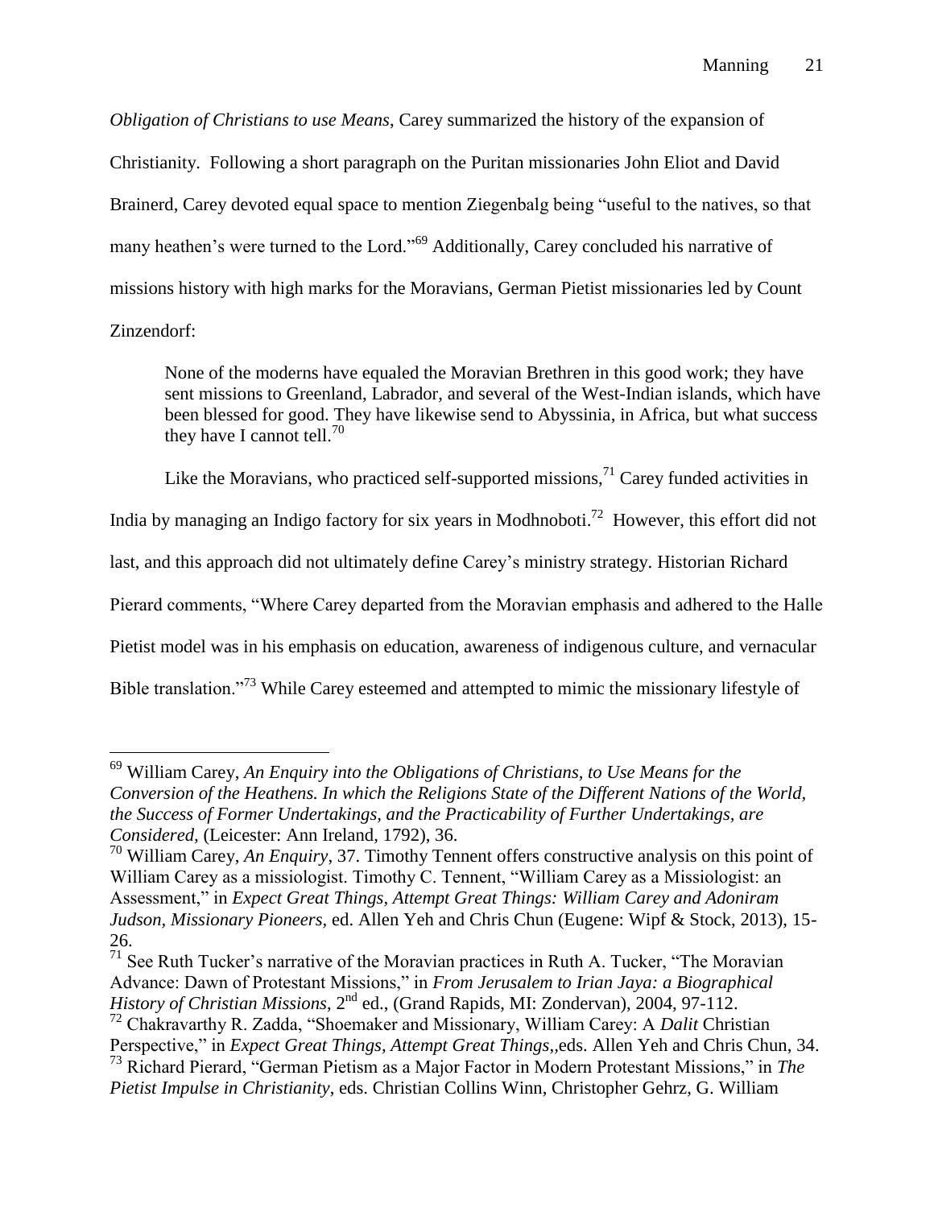*Obligation of Christians to use Means*, Carey summarized the history of the expansion of Christianity. Following a short paragraph on the Puritan missionaries John Eliot and David Brainerd, Carey devoted equal space to mention Ziegenbalg being "useful to the natives, so that many heathen's were turned to the Lord."[69] Additionally, Carey concluded his narrative of missions history with high marks for the Moravians, German Pietist missionaries led by Count Zinzendorf:

> None of the moderns have equaled the Moravian Brethren in this good work; they have sent missions to Greenland, Labrador, and several of the West-Indian islands, which have been blessed for good. They have likewise send to Abyssinia, in Africa, but what success they have I cannot tell.[70]

Like the Moravians, who practiced self-supported missions,[71] Carey funded activities in India by managing an Indigo factory for six years in Modhnoboti.[72] However, this effort did not last, and this approach did not ultimately define Carey's ministry strategy. Historian Richard Pierard comments, "Where Carey departed from the Moravian emphasis and adhered to the Halle Pietist model was in his emphasis on education, awareness of indigenous culture, and vernacular Bible translation."[73] While Carey esteemed and attempted to mimic the missionary lifestyle of

---

[69] William Carey, *An Enquiry into the Obligations of Christians, to Use Means for the Conversion of the Heathens. In which the Religions State of the Different Nations of the World, the Success of Former Undertakings, and the Practicability of Further Undertakings, are Considered,* (Leicester: Ann Ireland, 1792), 36.

[70] William Carey, *An Enquiry*, 37. Timothy Tennent offers constructive analysis on this point of William Carey as a missiologist. Timothy C. Tennent, "William Carey as a Missiologist: an Assessment," in *Expect Great Things, Attempt Great Things: William Carey and Adoniram Judson, Missionary Pioneers,* ed. Allen Yeh and Chris Chun (Eugene: Wipf & Stock, 2013), 15-26.

[71] See Ruth Tucker's narrative of the Moravian practices in Ruth A. Tucker, "The Moravian Advance: Dawn of Protestant Missions," in *From Jerusalem to Irian Jaya: a Biographical History of Christian Missions,* 2nd ed., (Grand Rapids, MI: Zondervan), 2004, 97-112.

[72] Chakravarthy R. Zadda, "Shoemaker and Missionary, William Carey: A *Dalit* Christian Perspective," in *Expect Great Things, Attempt Great Things*,,eds. Allen Yeh and Chris Chun, 34.

[73] Richard Pierard, "German Pietism as a Major Factor in Modern Protestant Missions," in *The Pietist Impulse in Christianity*, eds. Christian Collins Winn, Christopher Gehrz, G. William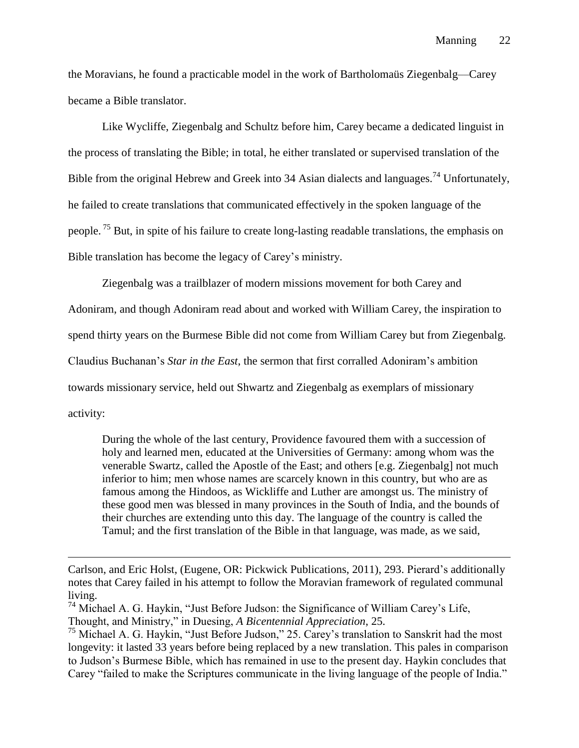the Moravians, he found a practicable model in the work of Bartholomaüs Ziegenbalg—Carey became a Bible translator.

Like Wycliffe, Ziegenbalg and Schultz before him, Carey became a dedicated linguist in the process of translating the Bible; in total, he either translated or supervised translation of the Bible from the original Hebrew and Greek into 34 Asian dialects and languages.[74] Unfortunately, he failed to create translations that communicated effectively in the spoken language of the people.[75] But, in spite of his failure to create long-lasting readable translations, the emphasis on Bible translation has become the legacy of Carey's ministry.

Ziegenbalg was a trailblazer of modern missions movement for both Carey and Adoniram, and though Adoniram read about and worked with William Carey, the inspiration to spend thirty years on the Burmese Bible did not come from William Carey but from Ziegenbalg. Claudius Buchanan's *Star in the East*, the sermon that first corralled Adoniram's ambition towards missionary service, held out Shwartz and Ziegenbalg as exemplars of missionary activity:

> During the whole of the last century, Providence favoured them with a succession of holy and learned men, educated at the Universities of Germany: among whom was the venerable Swartz, called the Apostle of the East; and others [e.g. Ziegenbalg] not much inferior to him; men whose names are scarcely known in this country, but who are as famous among the Hindoos, as Wickliffe and Luther are amongst us. The ministry of these good men was blessed in many provinces in the South of India, and the bounds of their churches are extending unto this day. The language of the country is called the Tamul; and the first translation of the Bible in that language, was made, as we said,

---

Carlson, and Eric Holst, (Eugene, OR: Pickwick Publications, 2011), 293. Pierard's additionally notes that Carey failed in his attempt to follow the Moravian framework of regulated communal living.

[74] Michael A. G. Haykin, "Just Before Judson: the Significance of William Carey's Life, Thought, and Ministry," in Duesing, *A Bicentennial Appreciation*, 25.

[75] Michael A. G. Haykin, "Just Before Judson," 25. Carey's translation to Sanskrit had the most longevity: it lasted 33 years before being replaced by a new translation. This pales in comparison to Judson's Burmese Bible, which has remained in use to the present day. Haykin concludes that Carey "failed to make the Scriptures communicate in the living language of the people of India."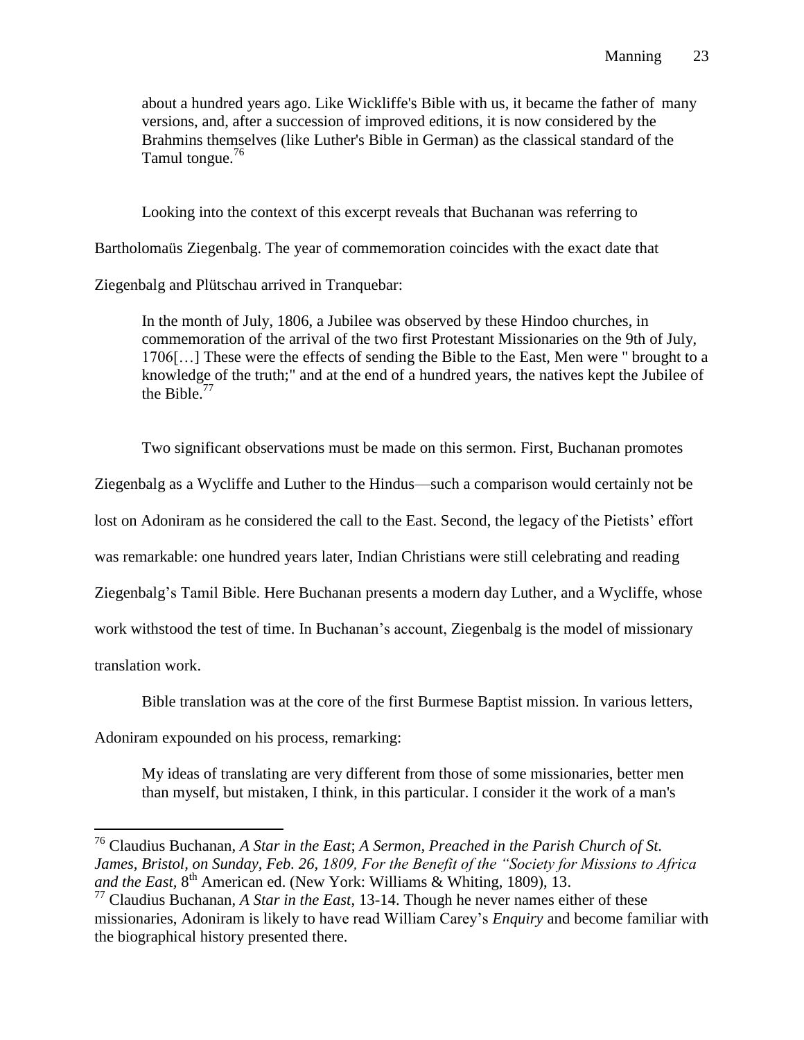> about a hundred years ago. Like Wickliffe's Bible with us, it became the father of many versions, and, after a succession of improved editions, it is now considered by the Brahmins themselves (like Luther's Bible in German) as the classical standard of the Tamul tongue.[76]

Looking into the context of this excerpt reveals that Buchanan was referring to Bartholomaüs Ziegenbalg. The year of commemoration coincides with the exact date that Ziegenbalg and Plütschau arrived in Tranquebar:

> In the month of July, 1806, a Jubilee was observed by these Hindoo churches, in commemoration of the arrival of the two first Protestant Missionaries on the 9th of July, 1706[…] These were the effects of sending the Bible to the East, Men were " brought to a knowledge of the truth;" and at the end of a hundred years, the natives kept the Jubilee of the Bible.[77]

Two significant observations must be made on this sermon. First, Buchanan promotes Ziegenbalg as a Wycliffe and Luther to the Hindus—such a comparison would certainly not be lost on Adoniram as he considered the call to the East. Second, the legacy of the Pietists' effort was remarkable: one hundred years later, Indian Christians were still celebrating and reading Ziegenbalg's Tamil Bible. Here Buchanan presents a modern day Luther, and a Wycliffe, whose work withstood the test of time. In Buchanan's account, Ziegenbalg is the model of missionary translation work.

Bible translation was at the core of the first Burmese Baptist mission. In various letters, Adoniram expounded on his process, remarking:

> My ideas of translating are very different from those of some missionaries, better men than myself, but mistaken, I think, in this particular. I consider it the work of a man's

---

[76] Claudius Buchanan, *A Star in the East*; *A Sermon, Preached in the Parish Church of St. James, Bristol, on Sunday, Feb. 26, 1809, For the Benefit of the "Society for Missions to Africa and the East,* 8th American ed. (New York: Williams & Whiting, 1809), 13.

[77] Claudius Buchanan, *A Star in the East*, 13-14. Though he never names either of these missionaries, Adoniram is likely to have read William Carey's *Enquiry* and become familiar with the biographical history presented there.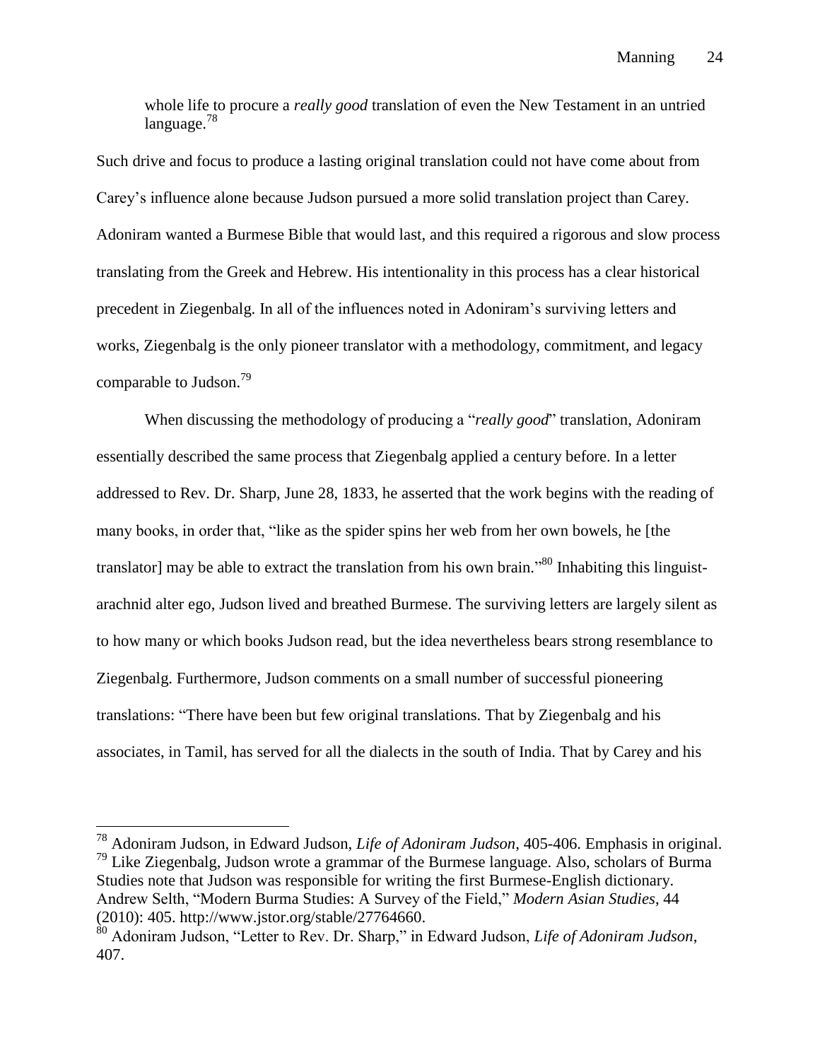> whole life to procure a *really good* translation of even the New Testament in an untried language.[78]

Such drive and focus to produce a lasting original translation could not have come about from Carey's influence alone because Judson pursued a more solid translation project than Carey. Adoniram wanted a Burmese Bible that would last, and this required a rigorous and slow process translating from the Greek and Hebrew. His intentionality in this process has a clear historical precedent in Ziegenbalg. In all of the influences noted in Adoniram's surviving letters and works, Ziegenbalg is the only pioneer translator with a methodology, commitment, and legacy comparable to Judson.[79]

When discussing the methodology of producing a "*really good*" translation, Adoniram essentially described the same process that Ziegenbalg applied a century before. In a letter addressed to Rev. Dr. Sharp, June 28, 1833, he asserted that the work begins with the reading of many books, in order that, "like as the spider spins her web from her own bowels, he [the translator] may be able to extract the translation from his own brain."[80] Inhabiting this linguist-arachnid alter ego, Judson lived and breathed Burmese. The surviving letters are largely silent as to how many or which books Judson read, but the idea nevertheless bears strong resemblance to Ziegenbalg. Furthermore, Judson comments on a small number of successful pioneering translations: "There have been but few original translations. That by Ziegenbalg and his associates, in Tamil, has served for all the dialects in the south of India. That by Carey and his

---

[78] Adoniram Judson, in Edward Judson, *Life of Adoniram Judson*, 405-406. Emphasis in original.

[79] Like Ziegenbalg, Judson wrote a grammar of the Burmese language. Also, scholars of Burma Studies note that Judson was responsible for writing the first Burmese-English dictionary. Andrew Selth, "Modern Burma Studies: A Survey of the Field," *Modern Asian Studies*, 44 (2010): 405. http://www.jstor.org/stable/27764660.

[80] Adoniram Judson, "Letter to Rev. Dr. Sharp," in Edward Judson, *Life of Adoniram Judson*, 407.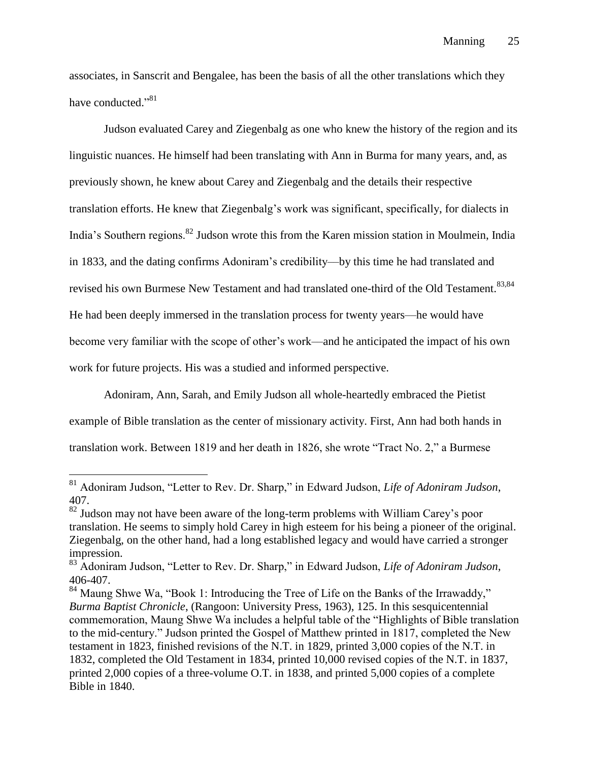associates, in Sanscrit and Bengalee, has been the basis of all the other translations which they have conducted."[81]

Judson evaluated Carey and Ziegenbalg as one who knew the history of the region and its linguistic nuances. He himself had been translating with Ann in Burma for many years, and, as previously shown, he knew about Carey and Ziegenbalg and the details their respective translation efforts. He knew that Ziegenbalg's work was significant, specifically, for dialects in India's Southern regions.[82] Judson wrote this from the Karen mission station in Moulmein, India in 1833, and the dating confirms Adoniram's credibility—by this time he had translated and revised his own Burmese New Testament and had translated one-third of the Old Testament.[83,84] He had been deeply immersed in the translation process for twenty years—he would have become very familiar with the scope of other's work—and he anticipated the impact of his own work for future projects. His was a studied and informed perspective.

Adoniram, Ann, Sarah, and Emily Judson all whole-heartedly embraced the Pietist example of Bible translation as the center of missionary activity. First, Ann had both hands in translation work. Between 1819 and her death in 1826, she wrote "Tract No. 2," a Burmese

---

[81] Adoniram Judson, "Letter to Rev. Dr. Sharp," in Edward Judson, *Life of Adoniram Judson*, 407.

[82] Judson may not have been aware of the long-term problems with William Carey's poor translation. He seems to simply hold Carey in high esteem for his being a pioneer of the original. Ziegenbalg, on the other hand, had a long established legacy and would have carried a stronger impression.

[83] Adoniram Judson, "Letter to Rev. Dr. Sharp," in Edward Judson, *Life of Adoniram Judson*, 406-407.

[84] Maung Shwe Wa, "Book 1: Introducing the Tree of Life on the Banks of the Irrawaddy," *Burma Baptist Chronicle*, (Rangoon: University Press, 1963), 125. In this sesquicentennial commemoration, Maung Shwe Wa includes a helpful table of the "Highlights of Bible translation to the mid-century." Judson printed the Gospel of Matthew printed in 1817, completed the New testament in 1823, finished revisions of the N.T. in 1829, printed 3,000 copies of the N.T. in 1832, completed the Old Testament in 1834, printed 10,000 revised copies of the N.T. in 1837, printed 2,000 copies of a three-volume O.T. in 1838, and printed 5,000 copies of a complete Bible in 1840.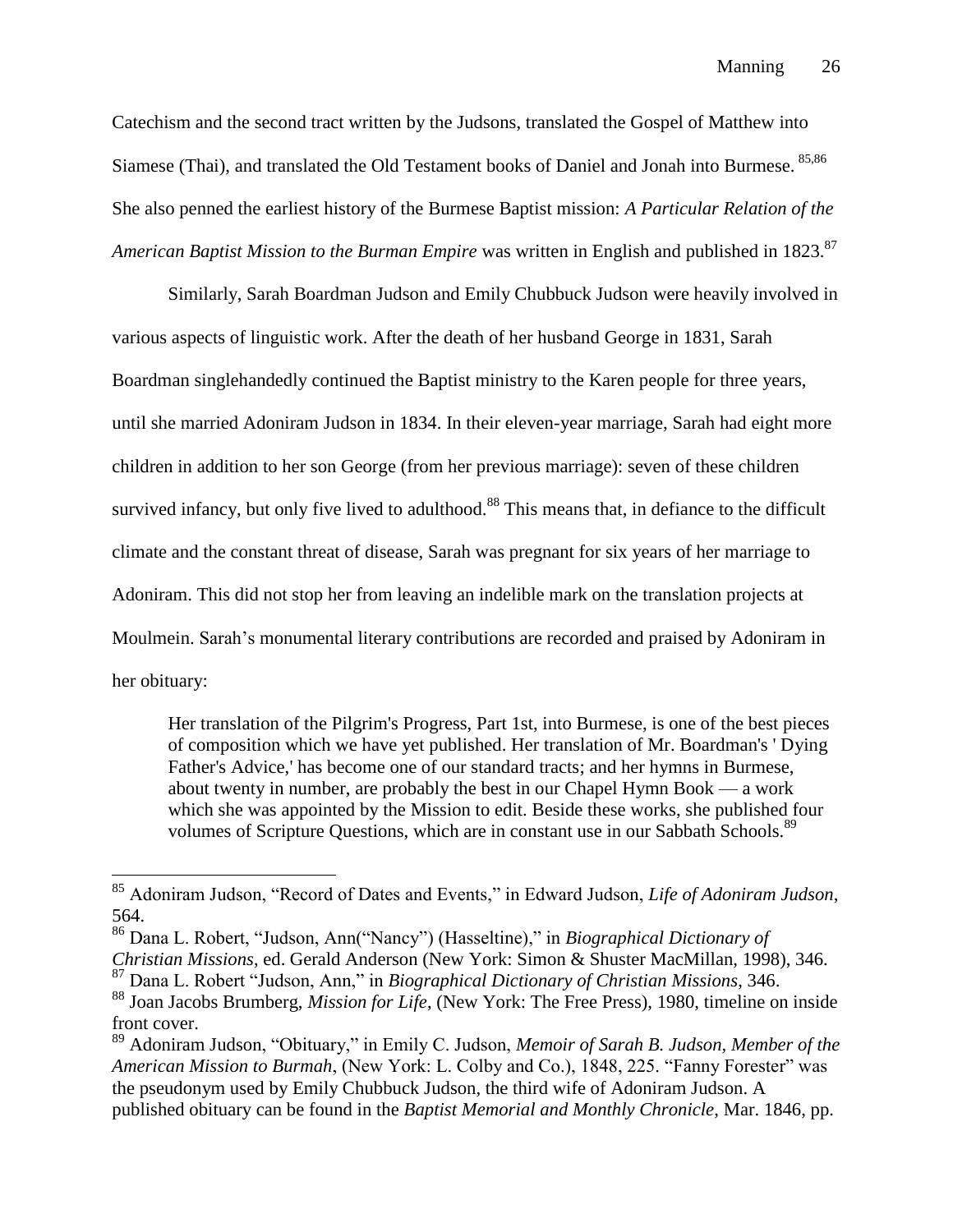Catechism and the second tract written by the Judsons, translated the Gospel of Matthew into Siamese (Thai), and translated the Old Testament books of Daniel and Jonah into Burmese. [85,86] She also penned the earliest history of the Burmese Baptist mission: *A Particular Relation of the American Baptist Mission to the Burman Empire* was written in English and published in 1823.[87]

Similarly, Sarah Boardman Judson and Emily Chubbuck Judson were heavily involved in various aspects of linguistic work. After the death of her husband George in 1831, Sarah Boardman singlehandedly continued the Baptist ministry to the Karen people for three years, until she married Adoniram Judson in 1834. In their eleven-year marriage, Sarah had eight more children in addition to her son George (from her previous marriage): seven of these children survived infancy, but only five lived to adulthood.[88] This means that, in defiance to the difficult climate and the constant threat of disease, Sarah was pregnant for six years of her marriage to Adoniram. This did not stop her from leaving an indelible mark on the translation projects at Moulmein. Sarah's monumental literary contributions are recorded and praised by Adoniram in her obituary:

> Her translation of the Pilgrim's Progress, Part 1st, into Burmese, is one of the best pieces of composition which we have yet published. Her translation of Mr. Boardman's ' Dying Father's Advice,' has become one of our standard tracts; and her hymns in Burmese, about twenty in number, are probably the best in our Chapel Hymn Book — a work which she was appointed by the Mission to edit. Beside these works, she published four volumes of Scripture Questions, which are in constant use in our Sabbath Schools.[89]

---

[85] Adoniram Judson, "Record of Dates and Events," in Edward Judson, *Life of Adoniram Judson*, 564.

[86] Dana L. Robert, "Judson, Ann("Nancy") (Hasseltine)," in *Biographical Dictionary of Christian Missions*, ed. Gerald Anderson (New York: Simon & Shuster MacMillan, 1998), 346.

[87] Dana L. Robert "Judson, Ann," in *Biographical Dictionary of Christian Missions*, 346.

[88] Joan Jacobs Brumberg, *Mission for Life*, (New York: The Free Press), 1980, timeline on inside front cover.

[89] Adoniram Judson, "Obituary," in Emily C. Judson, *Memoir of Sarah B. Judson, Member of the American Mission to Burmah*, (New York: L. Colby and Co.), 1848, 225. "Fanny Forester" was the pseudonym used by Emily Chubbuck Judson, the third wife of Adoniram Judson. A published obituary can be found in the *Baptist Memorial and Monthly Chronicle*, Mar. 1846, pp.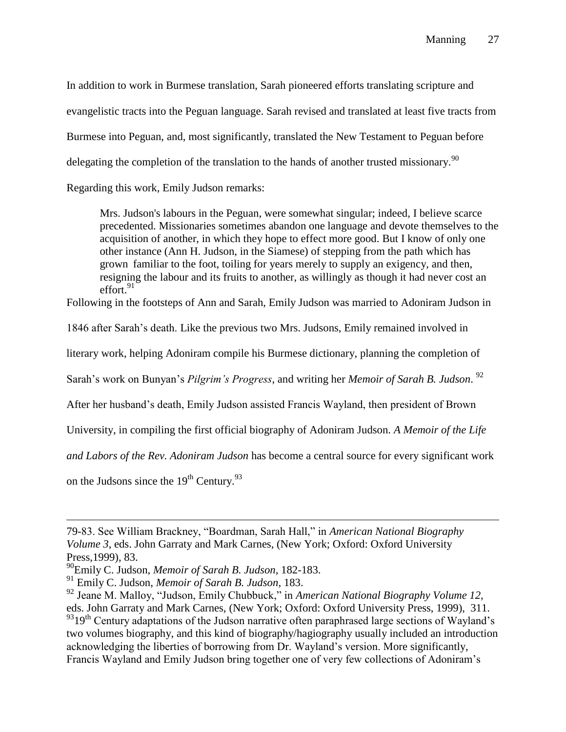In addition to work in Burmese translation, Sarah pioneered efforts translating scripture and evangelistic tracts into the Peguan language. Sarah revised and translated at least five tracts from Burmese into Peguan, and, most significantly, translated the New Testament to Peguan before delegating the completion of the translation to the hands of another trusted missionary.[90]

Regarding this work, Emily Judson remarks:

> Mrs. Judson's labours in the Peguan, were somewhat singular; indeed, I believe scarce precedented. Missionaries sometimes abandon one language and devote themselves to the acquisition of another, in which they hope to effect more good. But I know of only one other instance (Ann H. Judson, in the Siamese) of stepping from the path which has grown familiar to the foot, toiling for years merely to supply an exigency, and then, resigning the labour and its fruits to another, as willingly as though it had never cost an effort.[91]

Following in the footsteps of Ann and Sarah, Emily Judson was married to Adoniram Judson in 1846 after Sarah's death. Like the previous two Mrs. Judsons, Emily remained involved in literary work, helping Adoniram compile his Burmese dictionary, planning the completion of Sarah's work on Bunyan's *Pilgrim's Progress*, and writing her *Memoir of Sarah B. Judson*.[92] After her husband's death, Emily Judson assisted Francis Wayland, then president of Brown University, in compiling the first official biography of Adoniram Judson. *A Memoir of the Life and Labors of the Rev. Adoniram Judson* has become a central source for every significant work on the Judsons since the 19th Century.[93]

---

79-83. See William Brackney, "Boardman, Sarah Hall," in *American National Biography Volume 3*, eds. John Garraty and Mark Carnes, (New York; Oxford: Oxford University Press,1999), 83.

[90] Emily C. Judson, *Memoir of Sarah B. Judson*, 182-183.

[91] Emily C. Judson, *Memoir of Sarah B. Judson*, 183.

[92] Jeane M. Malloy, "Judson, Emily Chubbuck," in *American National Biography Volume 12*, eds. John Garraty and Mark Carnes, (New York; Oxford: Oxford University Press, 1999), 311.

[93] 19th Century adaptations of the Judson narrative often paraphrased large sections of Wayland's two volumes biography, and this kind of biography/hagiography usually included an introduction acknowledging the liberties of borrowing from Dr. Wayland's version. More significantly, Francis Wayland and Emily Judson bring together one of very few collections of Adoniram's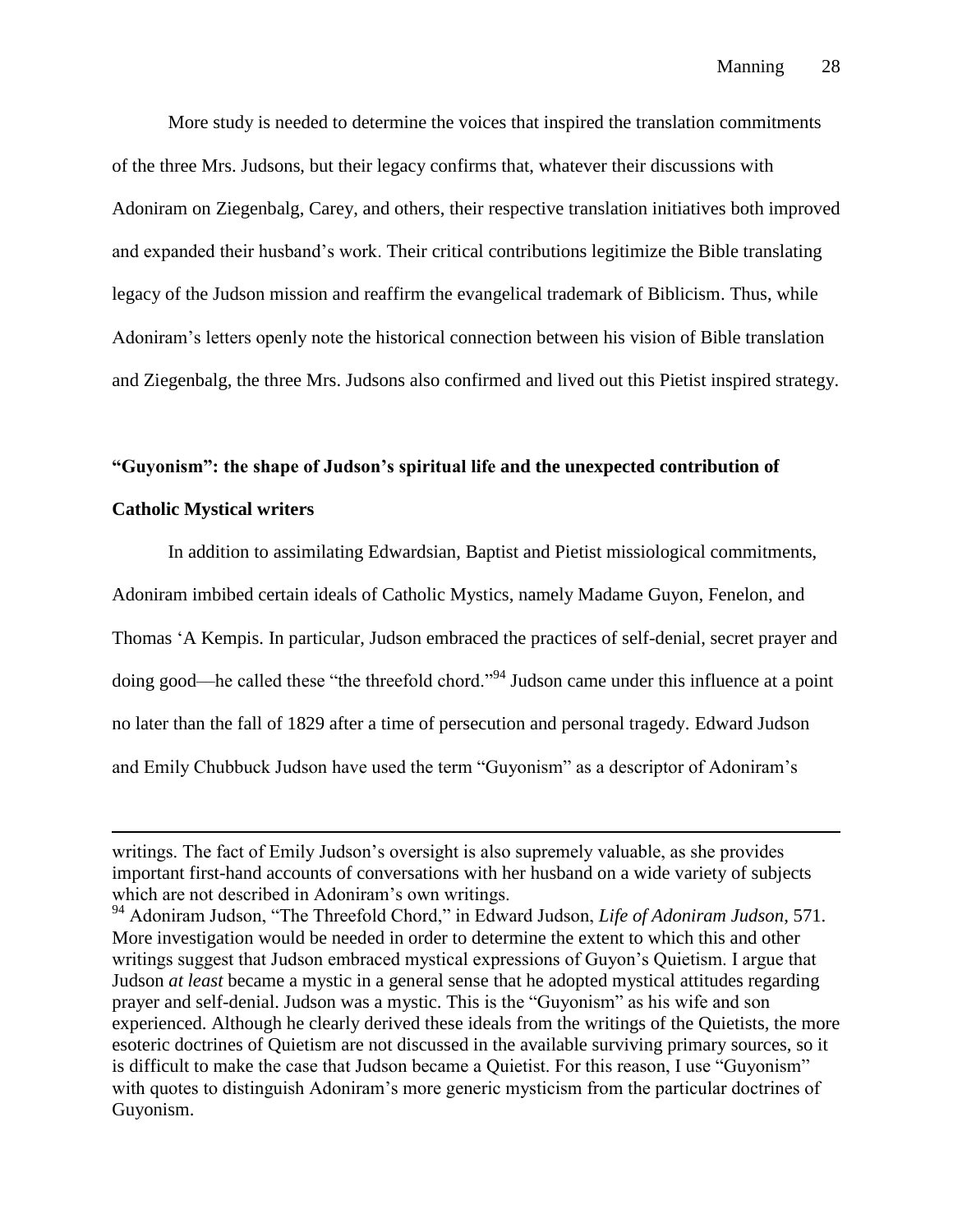More study is needed to determine the voices that inspired the translation commitments of the three Mrs. Judsons, but their legacy confirms that, whatever their discussions with Adoniram on Ziegenbalg, Carey, and others, their respective translation initiatives both improved and expanded their husband's work. Their critical contributions legitimize the Bible translating legacy of the Judson mission and reaffirm the evangelical trademark of Biblicism. Thus, while Adoniram's letters openly note the historical connection between his vision of Bible translation and Ziegenbalg, the three Mrs. Judsons also confirmed and lived out this Pietist inspired strategy.

**"Guyonism": the shape of Judson's spiritual life and the unexpected contribution of Catholic Mystical writers**

In addition to assimilating Edwardsian, Baptist and Pietist missiological commitments, Adoniram imbibed certain ideals of Catholic Mystics, namely Madame Guyon, Fenelon, and Thomas 'A Kempis. In particular, Judson embraced the practices of self-denial, secret prayer and doing good—he called these "the threefold chord."[94] Judson came under this influence at a point no later than the fall of 1829 after a time of persecution and personal tragedy. Edward Judson and Emily Chubbuck Judson have used the term "Guyonism" as a descriptor of Adoniram's

---

writings. The fact of Emily Judson's oversight is also supremely valuable, as she provides important first-hand accounts of conversations with her husband on a wide variety of subjects which are not described in Adoniram's own writings.

[94] Adoniram Judson, "The Threefold Chord," in Edward Judson, *Life of Adoniram Judson*, 571. More investigation would be needed in order to determine the extent to which this and other writings suggest that Judson embraced mystical expressions of Guyon's Quietism. I argue that Judson *at least* became a mystic in a general sense that he adopted mystical attitudes regarding prayer and self-denial. Judson was a mystic. This is the "Guyonism" as his wife and son experienced. Although he clearly derived these ideals from the writings of the Quietists, the more esoteric doctrines of Quietism are not discussed in the available surviving primary sources, so it is difficult to make the case that Judson became a Quietist. For this reason, I use "Guyonism" with quotes to distinguish Adoniram's more generic mysticism from the particular doctrines of Guyonism.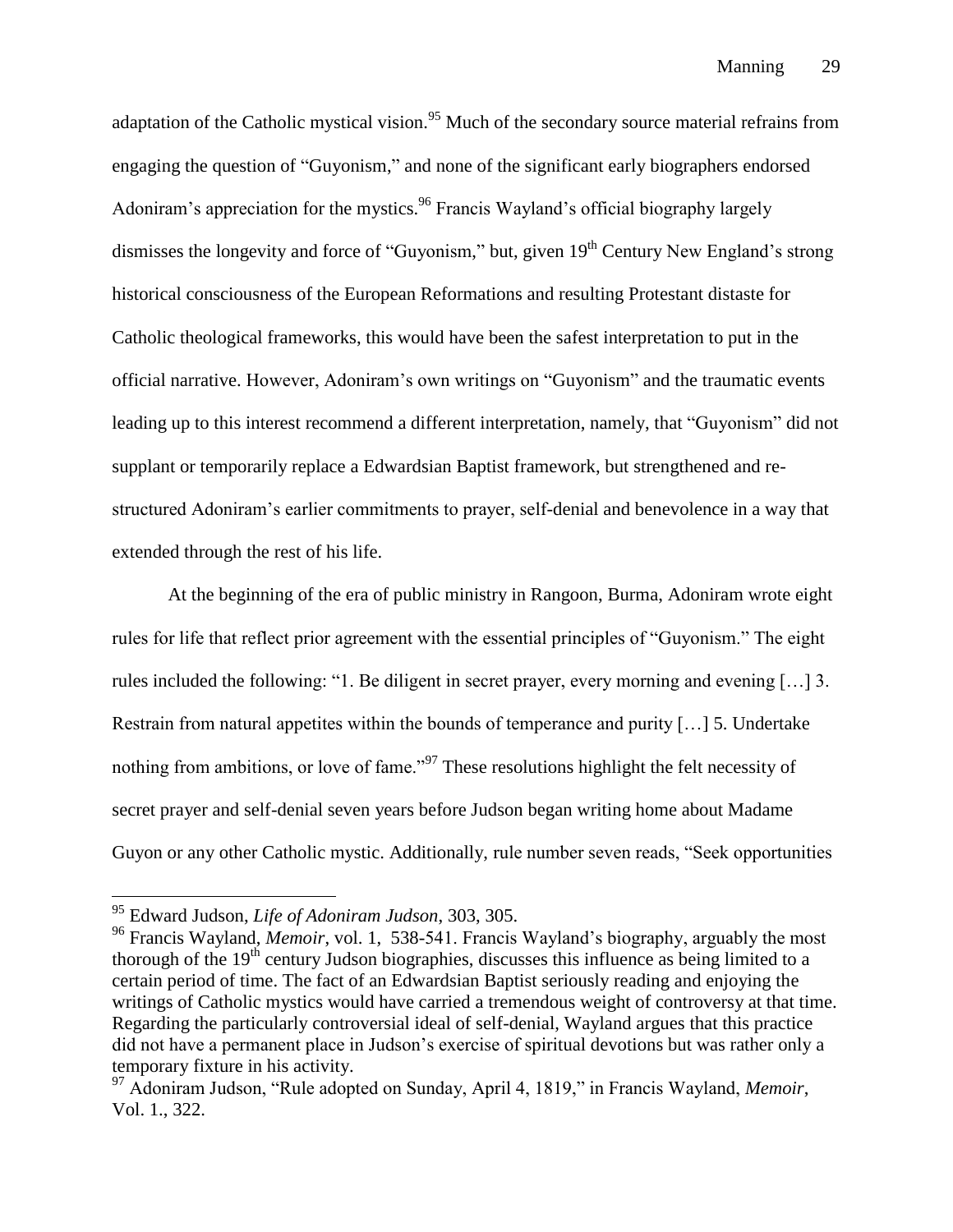adaptation of the Catholic mystical vision.[95] Much of the secondary source material refrains from engaging the question of "Guyonism," and none of the significant early biographers endorsed Adoniram's appreciation for the mystics.[96] Francis Wayland's official biography largely dismisses the longevity and force of "Guyonism," but, given 19th Century New England's strong historical consciousness of the European Reformations and resulting Protestant distaste for Catholic theological frameworks, this would have been the safest interpretation to put in the official narrative. However, Adoniram's own writings on "Guyonism" and the traumatic events leading up to this interest recommend a different interpretation, namely, that "Guyonism" did not supplant or temporarily replace a Edwardsian Baptist framework, but strengthened and re-structured Adoniram's earlier commitments to prayer, self-denial and benevolence in a way that extended through the rest of his life.

At the beginning of the era of public ministry in Rangoon, Burma, Adoniram wrote eight rules for life that reflect prior agreement with the essential principles of "Guyonism." The eight rules included the following: "1. Be diligent in secret prayer, every morning and evening […] 3. Restrain from natural appetites within the bounds of temperance and purity […] 5. Undertake nothing from ambitions, or love of fame."[97] These resolutions highlight the felt necessity of secret prayer and self-denial seven years before Judson began writing home about Madame Guyon or any other Catholic mystic. Additionally, rule number seven reads, "Seek opportunities

---

[95] Edward Judson, *Life of Adoniram Judson*, 303, 305.

[96] Francis Wayland, *Memoir*, vol. 1, 538-541. Francis Wayland's biography, arguably the most thorough of the 19th century Judson biographies, discusses this influence as being limited to a certain period of time. The fact of an Edwardsian Baptist seriously reading and enjoying the writings of Catholic mystics would have carried a tremendous weight of controversy at that time. Regarding the particularly controversial ideal of self-denial, Wayland argues that this practice did not have a permanent place in Judson's exercise of spiritual devotions but was rather only a temporary fixture in his activity.

[97] Adoniram Judson, "Rule adopted on Sunday, April 4, 1819," in Francis Wayland, *Memoir*, Vol. 1., 322.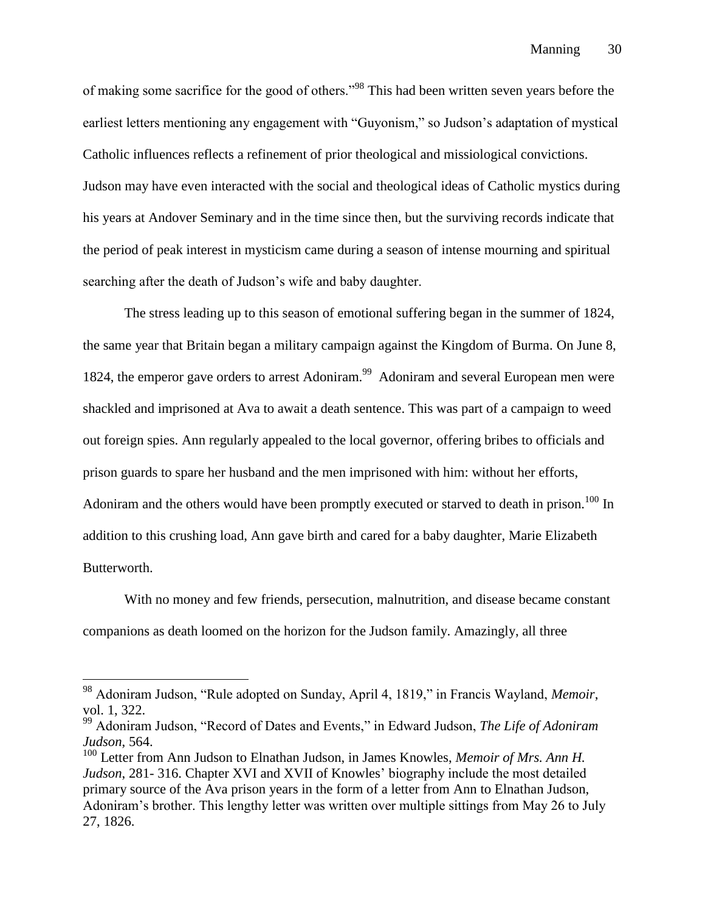of making some sacrifice for the good of others."[98] This had been written seven years before the earliest letters mentioning any engagement with "Guyonism," so Judson's adaptation of mystical Catholic influences reflects a refinement of prior theological and missiological convictions. Judson may have even interacted with the social and theological ideas of Catholic mystics during his years at Andover Seminary and in the time since then, but the surviving records indicate that the period of peak interest in mysticism came during a season of intense mourning and spiritual searching after the death of Judson's wife and baby daughter.

The stress leading up to this season of emotional suffering began in the summer of 1824, the same year that Britain began a military campaign against the Kingdom of Burma. On June 8, 1824, the emperor gave orders to arrest Adoniram.[99] Adoniram and several European men were shackled and imprisoned at Ava to await a death sentence. This was part of a campaign to weed out foreign spies. Ann regularly appealed to the local governor, offering bribes to officials and prison guards to spare her husband and the men imprisoned with him: without her efforts, Adoniram and the others would have been promptly executed or starved to death in prison.[100] In addition to this crushing load, Ann gave birth and cared for a baby daughter, Marie Elizabeth Butterworth.

With no money and few friends, persecution, malnutrition, and disease became constant companions as death loomed on the horizon for the Judson family. Amazingly, all three

---

[98] Adoniram Judson, "Rule adopted on Sunday, April 4, 1819," in Francis Wayland, *Memoir*, vol. 1, 322.

[99] Adoniram Judson, "Record of Dates and Events," in Edward Judson, *The Life of Adoniram Judson*, 564.

[100] Letter from Ann Judson to Elnathan Judson, in James Knowles, *Memoir of Mrs. Ann H. Judson*, 281- 316. Chapter XVI and XVII of Knowles' biography include the most detailed primary source of the Ava prison years in the form of a letter from Ann to Elnathan Judson, Adoniram's brother. This lengthy letter was written over multiple sittings from May 26 to July 27, 1826.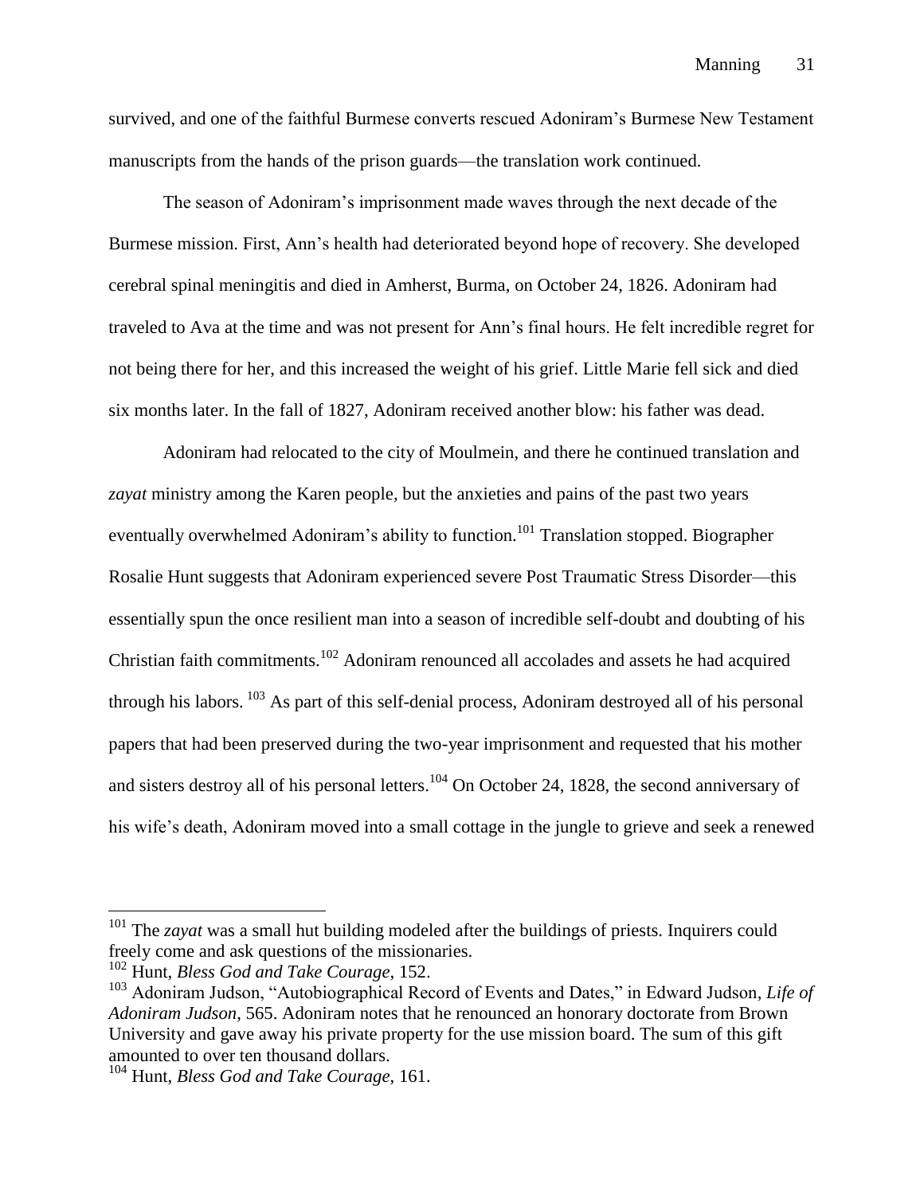survived, and one of the faithful Burmese converts rescued Adoniram's Burmese New Testament manuscripts from the hands of the prison guards—the translation work continued.

The season of Adoniram's imprisonment made waves through the next decade of the Burmese mission. First, Ann's health had deteriorated beyond hope of recovery. She developed cerebral spinal meningitis and died in Amherst, Burma, on October 24, 1826. Adoniram had traveled to Ava at the time and was not present for Ann's final hours. He felt incredible regret for not being there for her, and this increased the weight of his grief. Little Marie fell sick and died six months later. In the fall of 1827, Adoniram received another blow: his father was dead.

Adoniram had relocated to the city of Moulmein, and there he continued translation and *zayat* ministry among the Karen people, but the anxieties and pains of the past two years eventually overwhelmed Adoniram's ability to function.[101] Translation stopped. Biographer Rosalie Hunt suggests that Adoniram experienced severe Post Traumatic Stress Disorder—this essentially spun the once resilient man into a season of incredible self-doubt and doubting of his Christian faith commitments.[102] Adoniram renounced all accolades and assets he had acquired through his labors. [103] As part of this self-denial process, Adoniram destroyed all of his personal papers that had been preserved during the two-year imprisonment and requested that his mother and sisters destroy all of his personal letters.[104] On October 24, 1828, the second anniversary of his wife's death, Adoniram moved into a small cottage in the jungle to grieve and seek a renewed

---

[101] The *zayat* was a small hut building modeled after the buildings of priests. Inquirers could freely come and ask questions of the missionaries.

[102] Hunt, *Bless God and Take Courage*, 152.

[103] Adoniram Judson, "Autobiographical Record of Events and Dates," in Edward Judson, *Life of Adoniram Judson*, 565. Adoniram notes that he renounced an honorary doctorate from Brown University and gave away his private property for the use mission board. The sum of this gift amounted to over ten thousand dollars.

[104] Hunt, *Bless God and Take Courage*, 161.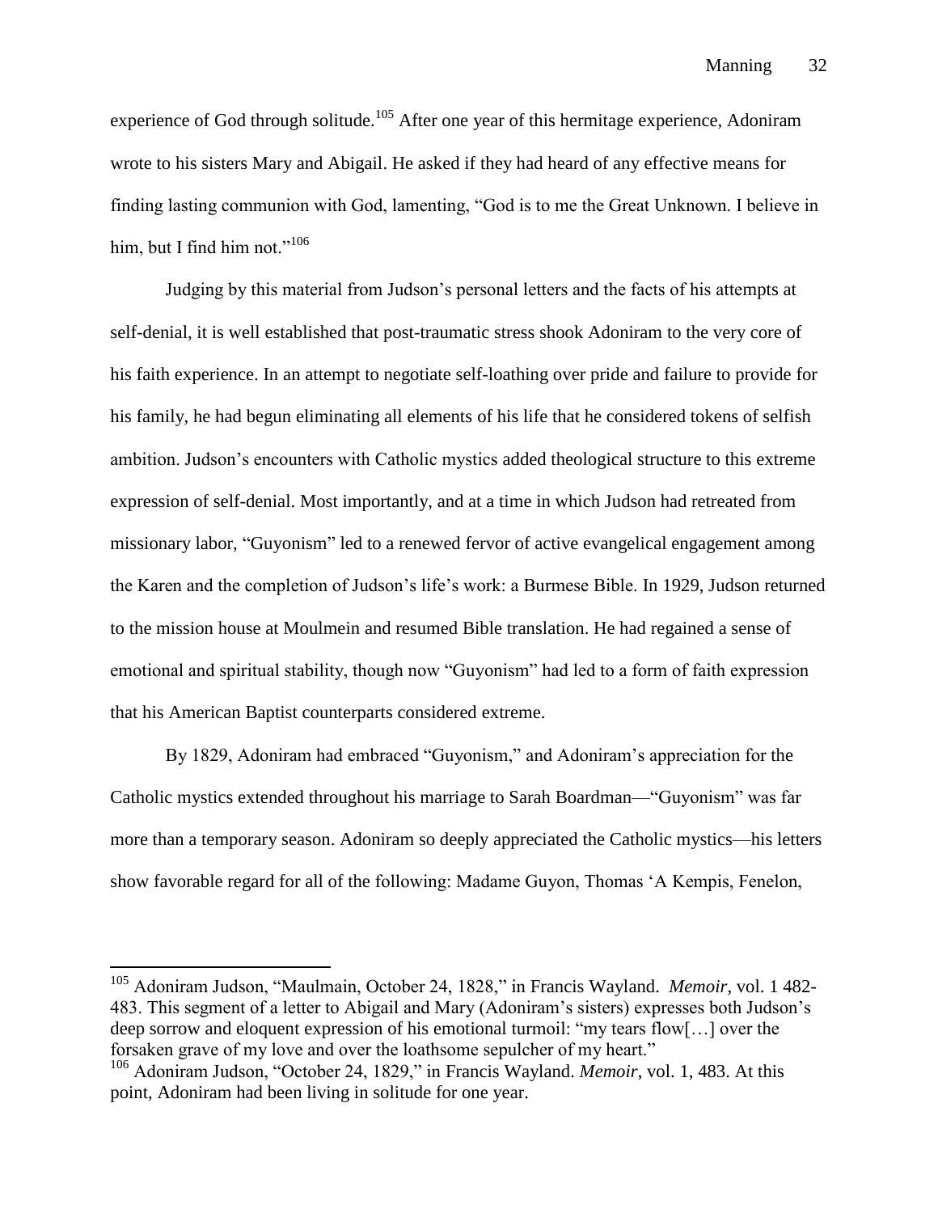experience of God through solitude.[105] After one year of this hermitage experience, Adoniram wrote to his sisters Mary and Abigail. He asked if they had heard of any effective means for finding lasting communion with God, lamenting, "God is to me the Great Unknown. I believe in him, but I find him not."[106]

Judging by this material from Judson's personal letters and the facts of his attempts at self-denial, it is well established that post-traumatic stress shook Adoniram to the very core of his faith experience. In an attempt to negotiate self-loathing over pride and failure to provide for his family, he had begun eliminating all elements of his life that he considered tokens of selfish ambition. Judson's encounters with Catholic mystics added theological structure to this extreme expression of self-denial. Most importantly, and at a time in which Judson had retreated from missionary labor, "Guyonism" led to a renewed fervor of active evangelical engagement among the Karen and the completion of Judson's life's work: a Burmese Bible. In 1929, Judson returned to the mission house at Moulmein and resumed Bible translation. He had regained a sense of emotional and spiritual stability, though now "Guyonism" had led to a form of faith expression that his American Baptist counterparts considered extreme.

By 1829, Adoniram had embraced "Guyonism," and Adoniram's appreciation for the Catholic mystics extended throughout his marriage to Sarah Boardman—"Guyonism" was far more than a temporary season. Adoniram so deeply appreciated the Catholic mystics—his letters show favorable regard for all of the following: Madame Guyon, Thomas 'A Kempis, Fenelon,

---

[105] Adoniram Judson, "Maulmain, October 24, 1828," in Francis Wayland. *Memoir*, vol. 1 482-483. This segment of a letter to Abigail and Mary (Adoniram's sisters) expresses both Judson's deep sorrow and eloquent expression of his emotional turmoil: "my tears flow[…] over the forsaken grave of my love and over the loathsome sepulcher of my heart."

[106] Adoniram Judson, "October 24, 1829," in Francis Wayland. *Memoir*, vol. 1, 483. At this point, Adoniram had been living in solitude for one year.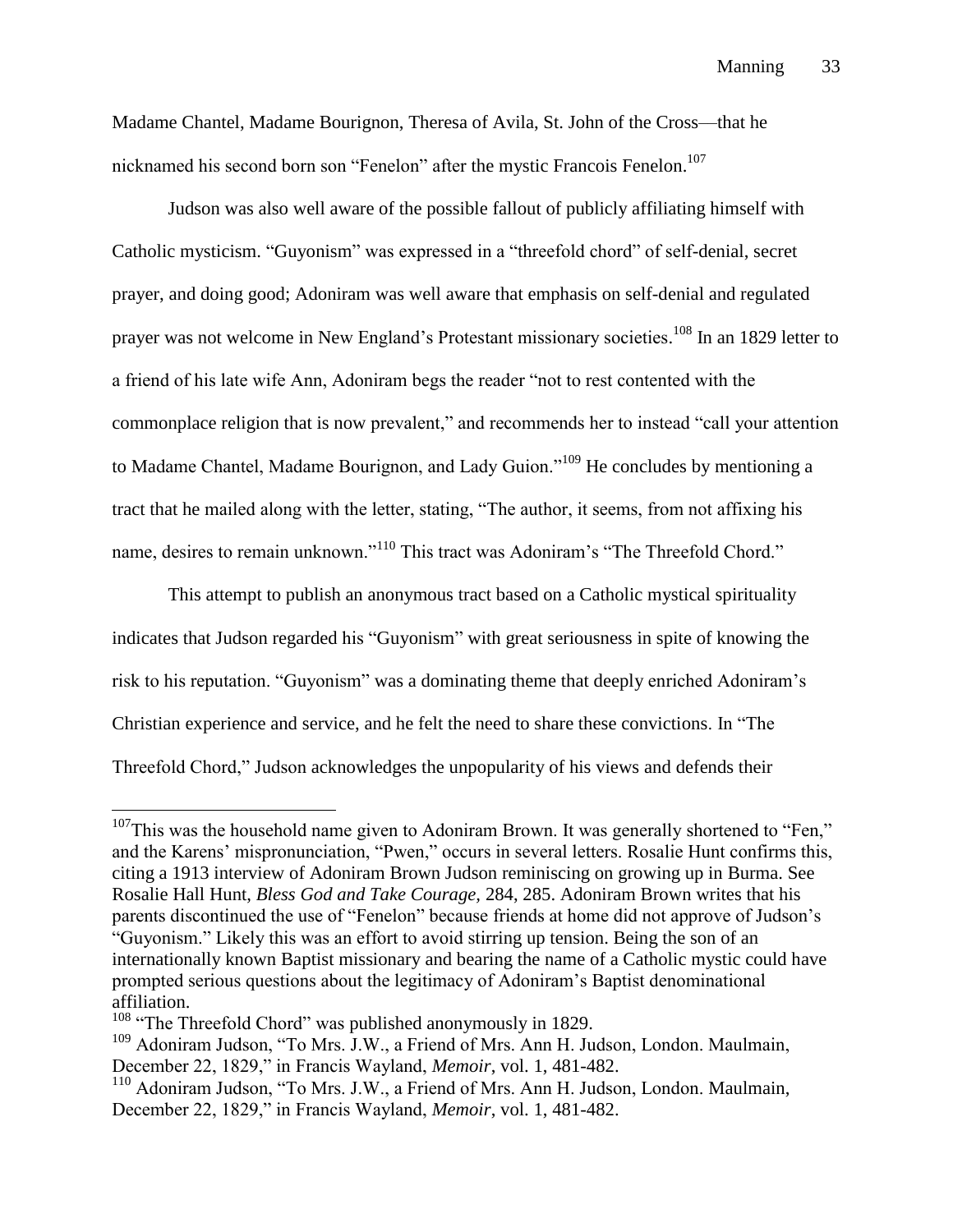Madame Chantel, Madame Bourignon, Theresa of Avila, St. John of the Cross—that he nicknamed his second born son "Fenelon" after the mystic Francois Fenelon.[107]

Judson was also well aware of the possible fallout of publicly affiliating himself with Catholic mysticism. "Guyonism" was expressed in a "threefold chord" of self-denial, secret prayer, and doing good; Adoniram was well aware that emphasis on self-denial and regulated prayer was not welcome in New England's Protestant missionary societies.[108] In an 1829 letter to a friend of his late wife Ann, Adoniram begs the reader "not to rest contented with the commonplace religion that is now prevalent," and recommends her to instead "call your attention to Madame Chantel, Madame Bourignon, and Lady Guion."[109] He concludes by mentioning a tract that he mailed along with the letter, stating, "The author, it seems, from not affixing his name, desires to remain unknown."[110] This tract was Adoniram's "The Threefold Chord."

This attempt to publish an anonymous tract based on a Catholic mystical spirituality indicates that Judson regarded his "Guyonism" with great seriousness in spite of knowing the risk to his reputation. "Guyonism" was a dominating theme that deeply enriched Adoniram's Christian experience and service, and he felt the need to share these convictions. In "The Threefold Chord," Judson acknowledges the unpopularity of his views and defends their

---

[107] This was the household name given to Adoniram Brown. It was generally shortened to "Fen," and the Karens' mispronunciation, "Pwen," occurs in several letters. Rosalie Hunt confirms this, citing a 1913 interview of Adoniram Brown Judson reminiscing on growing up in Burma. See Rosalie Hall Hunt, *Bless God and Take Courage,* 284, 285. Adoniram Brown writes that his parents discontinued the use of "Fenelon" because friends at home did not approve of Judson's "Guyonism." Likely this was an effort to avoid stirring up tension. Being the son of an internationally known Baptist missionary and bearing the name of a Catholic mystic could have prompted serious questions about the legitimacy of Adoniram's Baptist denominational affiliation.

[108] "The Threefold Chord" was published anonymously in 1829.

[109] Adoniram Judson, "To Mrs. J.W., a Friend of Mrs. Ann H. Judson, London. Maulmain, December 22, 1829," in Francis Wayland, *Memoir,* vol. 1, 481-482.

[110] Adoniram Judson, "To Mrs. J.W., a Friend of Mrs. Ann H. Judson, London. Maulmain, December 22, 1829," in Francis Wayland, *Memoir,* vol. 1, 481-482.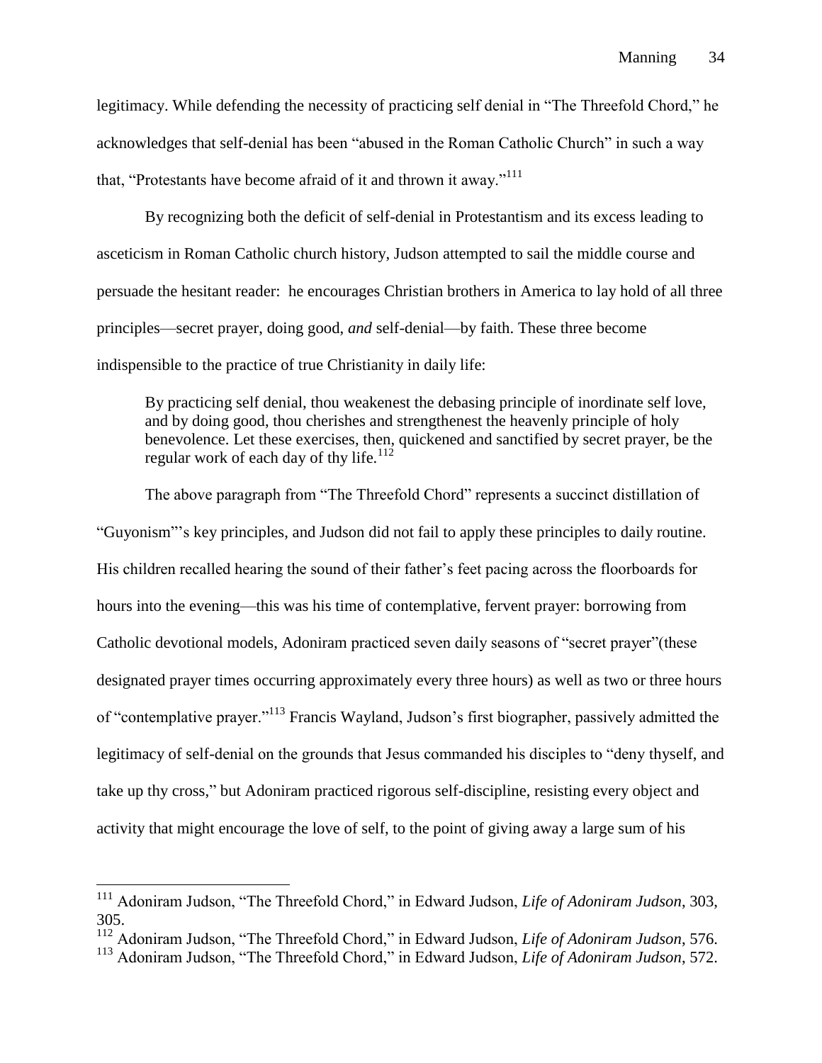legitimacy. While defending the necessity of practicing self denial in "The Threefold Chord," he acknowledges that self-denial has been "abused in the Roman Catholic Church" in such a way that, "Protestants have become afraid of it and thrown it away."[111]

By recognizing both the deficit of self-denial in Protestantism and its excess leading to asceticism in Roman Catholic church history, Judson attempted to sail the middle course and persuade the hesitant reader: he encourages Christian brothers in America to lay hold of all three principles—secret prayer, doing good, *and* self-denial—by faith. These three become indispensible to the practice of true Christianity in daily life:

> By practicing self denial, thou weakenest the debasing principle of inordinate self love, and by doing good, thou cherishes and strengthenest the heavenly principle of holy benevolence. Let these exercises, then, quickened and sanctified by secret prayer, be the regular work of each day of thy life.[112]

The above paragraph from "The Threefold Chord" represents a succinct distillation of "Guyonism"'s key principles, and Judson did not fail to apply these principles to daily routine. His children recalled hearing the sound of their father's feet pacing across the floorboards for hours into the evening—this was his time of contemplative, fervent prayer: borrowing from Catholic devotional models, Adoniram practiced seven daily seasons of "secret prayer"(these designated prayer times occurring approximately every three hours) as well as two or three hours of "contemplative prayer."[113] Francis Wayland, Judson's first biographer, passively admitted the legitimacy of self-denial on the grounds that Jesus commanded his disciples to "deny thyself, and take up thy cross," but Adoniram practiced rigorous self-discipline, resisting every object and activity that might encourage the love of self, to the point of giving away a large sum of his

---

[111] Adoniram Judson, "The Threefold Chord," in Edward Judson, *Life of Adoniram Judson*, 303, 305.

[112] Adoniram Judson, "The Threefold Chord," in Edward Judson, *Life of Adoniram Judson*, 576.

[113] Adoniram Judson, "The Threefold Chord," in Edward Judson, *Life of Adoniram Judson*, 572.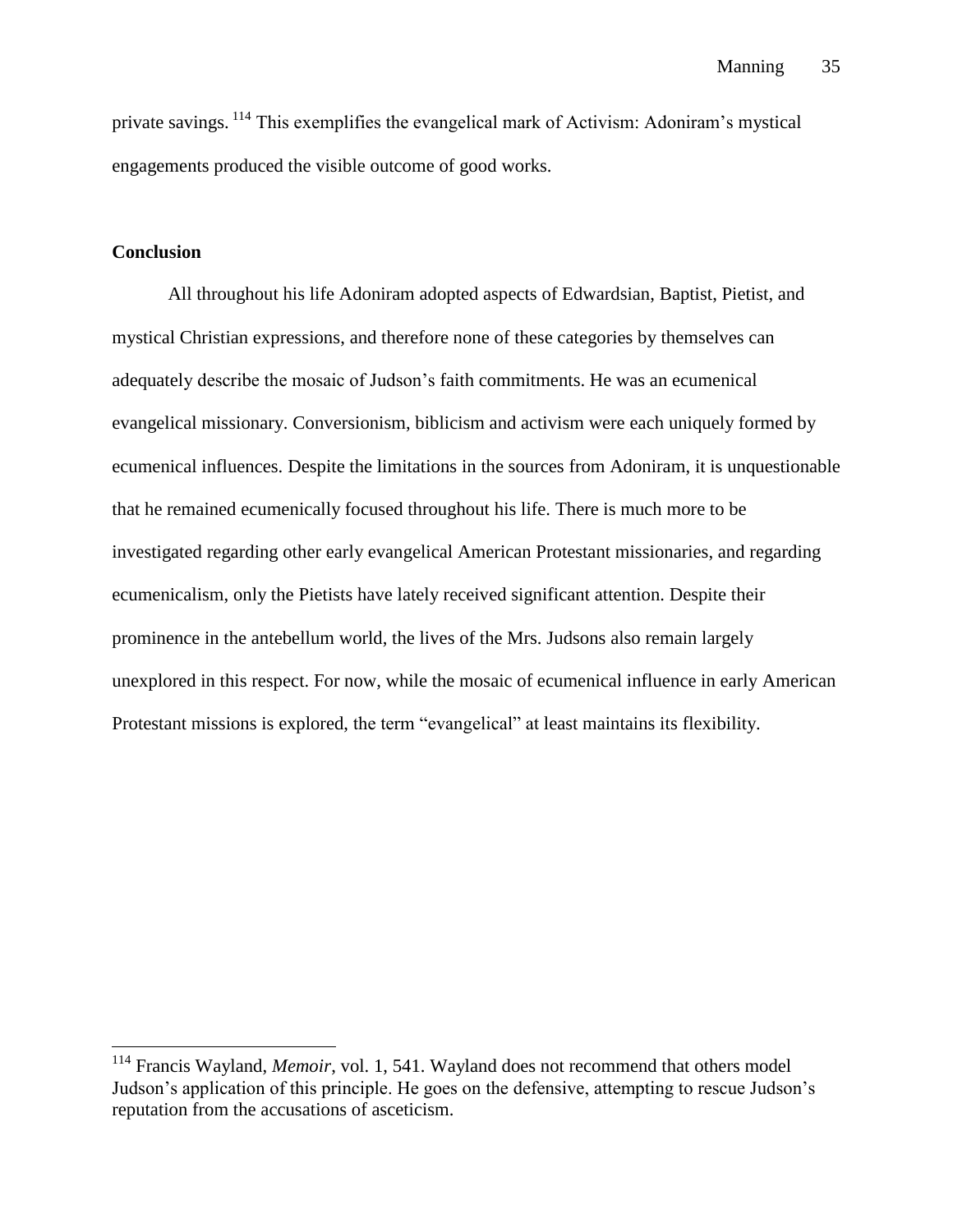private savings.[114] This exemplifies the evangelical mark of Activism: Adoniram's mystical engagements produced the visible outcome of good works.

**Conclusion**

All throughout his life Adoniram adopted aspects of Edwardsian, Baptist, Pietist, and mystical Christian expressions, and therefore none of these categories by themselves can adequately describe the mosaic of Judson's faith commitments. He was an ecumenical evangelical missionary. Conversionism, biblicism and activism were each uniquely formed by ecumenical influences. Despite the limitations in the sources from Adoniram, it is unquestionable that he remained ecumenically focused throughout his life. There is much more to be investigated regarding other early evangelical American Protestant missionaries, and regarding ecumenicalism, only the Pietists have lately received significant attention. Despite their prominence in the antebellum world, the lives of the Mrs. Judsons also remain largely unexplored in this respect. For now, while the mosaic of ecumenical influence in early American Protestant missions is explored, the term "evangelical" at least maintains its flexibility.

---

[114] Francis Wayland, *Memoir*, vol. 1, 541. Wayland does not recommend that others model Judson's application of this principle. He goes on the defensive, attempting to rescue Judson's reputation from the accusations of asceticism.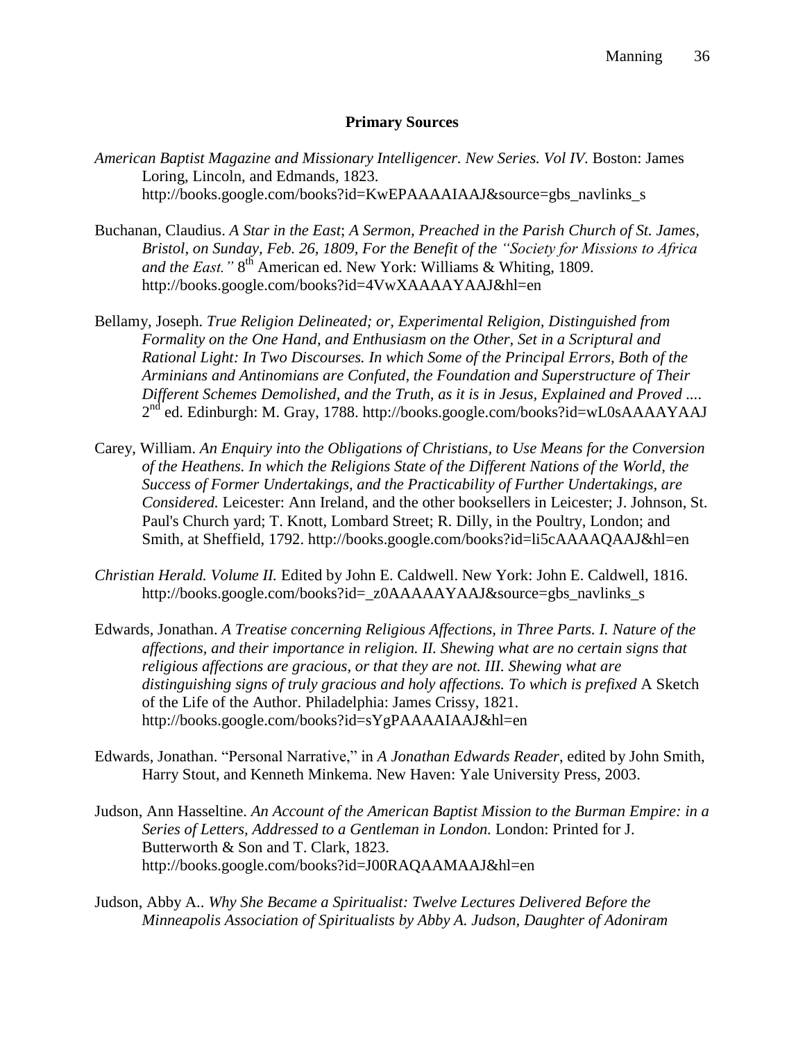## Primary Sources

*American Baptist Magazine and Missionary Intelligencer. New Series. Vol IV.* Boston: James Loring, Lincoln, and Edmands, 1823. http://books.google.com/books?id=KwEPAAAAIAAJ&source=gbs_navlinks_s

Buchanan, Claudius. *A Star in the East*; *A Sermon, Preached in the Parish Church of St. James, Bristol, on Sunday, Feb. 26, 1809, For the Benefit of the "Society for Missions to Africa and the East."* 8th American ed. New York: Williams & Whiting, 1809. http://books.google.com/books?id=4VwXAAAAYAAJ&hl=en

Bellamy, Joseph. *True Religion Delineated; or, Experimental Religion, Distinguished from Formality on the One Hand, and Enthusiasm on the Other, Set in a Scriptural and Rational Light: In Two Discourses. In which Some of the Principal Errors, Both of the Arminians and Antinomians are Confuted, the Foundation and Superstructure of Their Different Schemes Demolished, and the Truth, as it is in Jesus, Explained and Proved ....* 2nd ed. Edinburgh: M. Gray, 1788. http://books.google.com/books?id=wL0sAAAAYAAJ

Carey, William. *An Enquiry into the Obligations of Christians, to Use Means for the Conversion of the Heathens. In which the Religions State of the Different Nations of the World, the Success of Former Undertakings, and the Practicability of Further Undertakings, are Considered.* Leicester: Ann Ireland, and the other booksellers in Leicester; J. Johnson, St. Paul's Church yard; T. Knott, Lombard Street; R. Dilly, in the Poultry, London; and Smith, at Sheffield, 1792. http://books.google.com/books?id=li5cAAAAQAAJ&hl=en

*Christian Herald. Volume II.* Edited by John E. Caldwell. New York: John E. Caldwell, 1816. http://books.google.com/books?id=_z0AAAAAYAAJ&source=gbs_navlinks_s

Edwards, Jonathan. *A Treatise concerning Religious Affections, in Three Parts. I. Nature of the affections, and their importance in religion. II. Shewing what are no certain signs that religious affections are gracious, or that they are not. III. Shewing what are distinguishing signs of truly gracious and holy affections. To which is prefixed* A Sketch of the Life of the Author. Philadelphia: James Crissy, 1821. http://books.google.com/books?id=sYgPAAAAIAAJ&hl=en

Edwards, Jonathan. "Personal Narrative," in *A Jonathan Edwards Reader*, edited by John Smith, Harry Stout, and Kenneth Minkema. New Haven: Yale University Press, 2003.

Judson, Ann Hasseltine. *An Account of the American Baptist Mission to the Burman Empire: in a Series of Letters, Addressed to a Gentleman in London.* London: Printed for J. Butterworth & Son and T. Clark, 1823. http://books.google.com/books?id=J00RAQAAMAAJ&hl=en

Judson, Abby A.. *Why She Became a Spiritualist: Twelve Lectures Delivered Before the Minneapolis Association of Spiritualists by Abby A. Judson, Daughter of Adoniram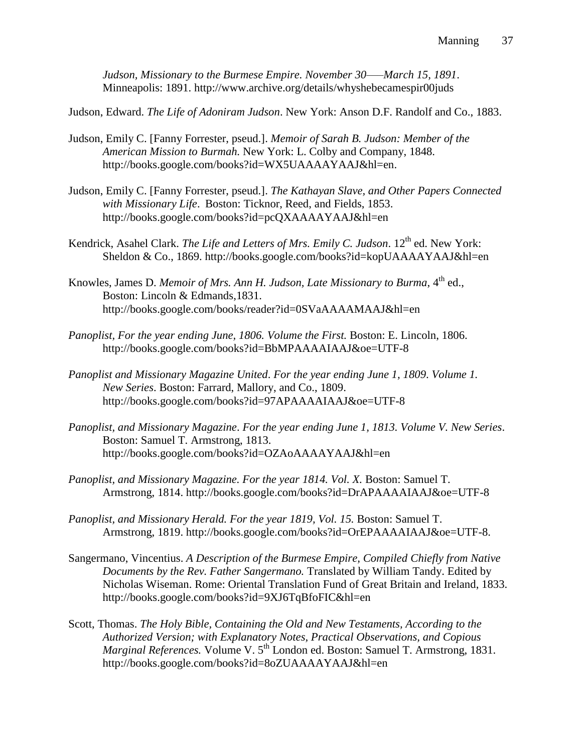*Judson, Missionary to the Burmese Empire. November 30—–March 15, 1891*. Minneapolis: 1891. http://www.archive.org/details/whyshebecamespir00juds

Judson, Edward. *The Life of Adoniram Judson*. New York: Anson D.F. Randolf and Co., 1883.

Judson, Emily C. [Fanny Forrester, pseud.]. *Memoir of Sarah B. Judson: Member of the American Mission to Burmah.* New York: L. Colby and Company, 1848. http://books.google.com/books?id=WX5UAAAAYAAJ&hl=en.

Judson, Emily C. [Fanny Forrester, pseud.]. *The Kathayan Slave, and Other Papers Connected with Missionary Life*. Boston: Ticknor, Reed, and Fields, 1853. http://books.google.com/books?id=pcQXAAAAYAAJ&hl=en

Kendrick, Asahel Clark. *The Life and Letters of Mrs. Emily C. Judson*. 12th ed. New York: Sheldon & Co., 1869. http://books.google.com/books?id=kopUAAAAYAAJ&hl=en

Knowles, James D. *Memoir of Mrs. Ann H. Judson, Late Missionary to Burma*, 4th ed., Boston: Lincoln & Edmands,1831. http://books.google.com/books/reader?id=0SVaAAAAMAAJ&hl=en

*Panoplist, For the year ending June, 1806. Volume the First.* Boston: E. Lincoln, 1806. http://books.google.com/books?id=BbMPAAAAIAAJ&oe=UTF-8

*Panoplist and Missionary Magazine United*. *For the year ending June 1, 1809*. *Volume 1. New Series*. Boston: Farrard, Mallory, and Co., 1809. http://books.google.com/books?id=97APAAAAIAAJ&oe=UTF-8

*Panoplist, and Missionary Magazine*. *For the year ending June 1, 1813. Volume V. New Series*. Boston: Samuel T. Armstrong, 1813. http://books.google.com/books?id=OZAoAAAAYAAJ&hl=en

*Panoplist, and Missionary Magazine. For the year 1814. Vol. X.* Boston: Samuel T. Armstrong, 1814. http://books.google.com/books?id=DrAPAAAAIAAJ&oe=UTF-8

*Panoplist, and Missionary Herald. For the year 1819, Vol. 15.* Boston: Samuel T. Armstrong, 1819. http://books.google.com/books?id=OrEPAAAAIAAJ&oe=UTF-8.

Sangermano, Vincentius. *A Description of the Burmese Empire, Compiled Chiefly from Native Documents by the Rev. Father Sangermano.* Translated by William Tandy. Edited by Nicholas Wiseman. Rome: Oriental Translation Fund of Great Britain and Ireland, 1833. http://books.google.com/books?id=9XJ6TqBfoFIC&hl=en

Scott, Thomas. *The Holy Bible, Containing the Old and New Testaments, According to the Authorized Version; with Explanatory Notes, Practical Observations, and Copious Marginal References.* Volume V. 5th London ed. Boston: Samuel T. Armstrong, 1831. http://books.google.com/books?id=8oZUAAAAYAAJ&hl=en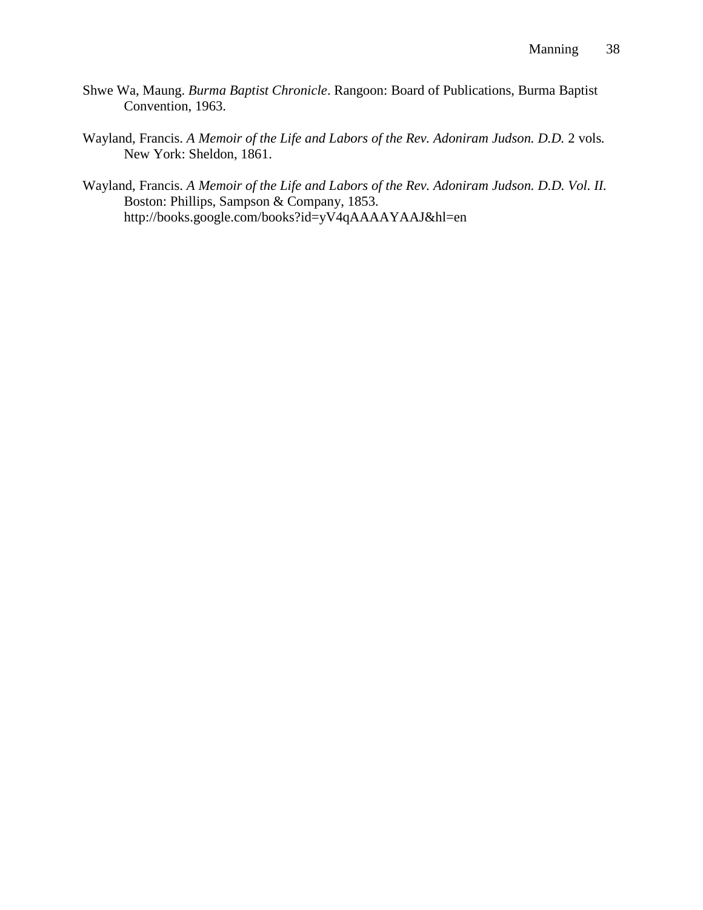Shwe Wa, Maung. *Burma Baptist Chronicle*. Rangoon: Board of Publications, Burma Baptist Convention, 1963.

Wayland, Francis. *A Memoir of the Life and Labors of the Rev. Adoniram Judson. D.D.* 2 vols. New York: Sheldon, 1861.

Wayland, Francis. *A Memoir of the Life and Labors of the Rev. Adoniram Judson. D.D. Vol. II.* Boston: Phillips, Sampson & Company, 1853. http://books.google.com/books?id=yV4qAAAAYAAJ&hl=en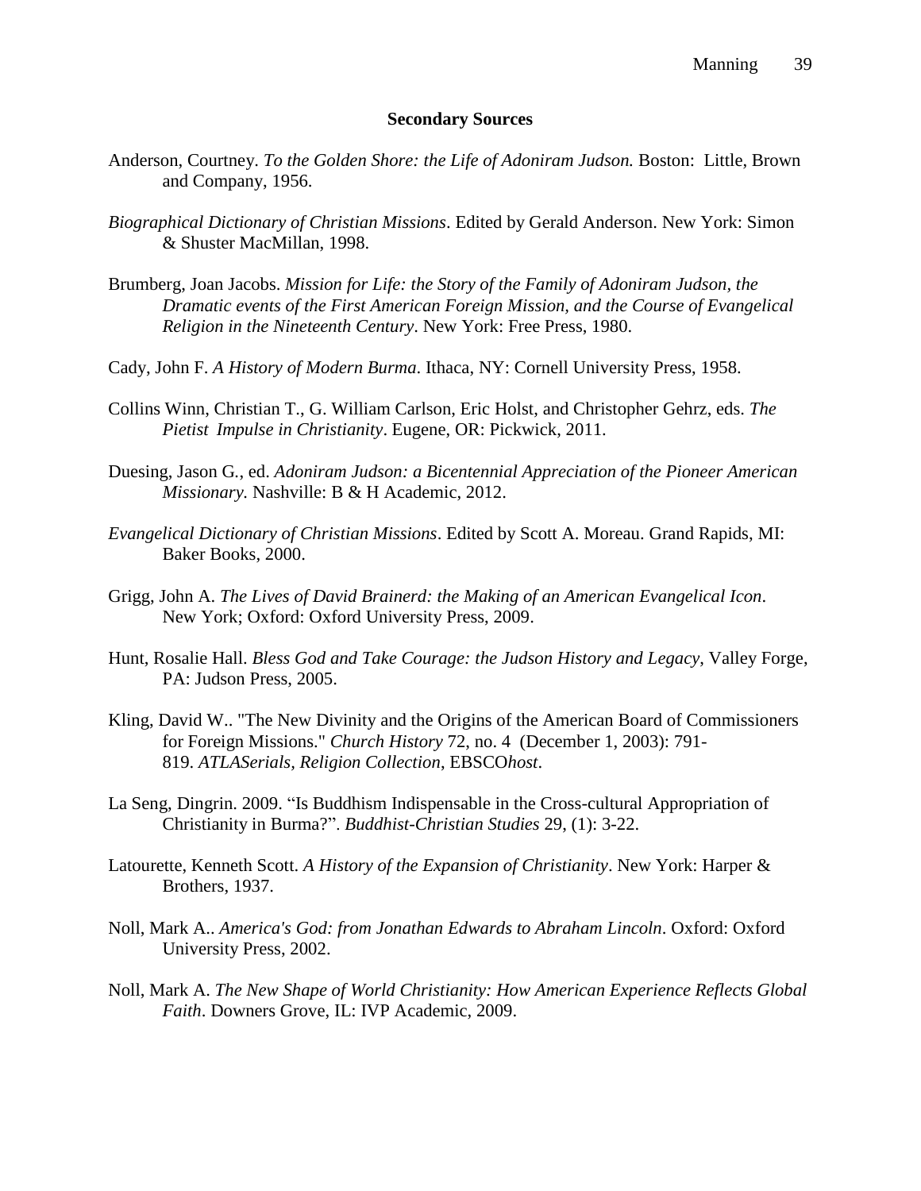**Secondary Sources**

Anderson, Courtney. *To the Golden Shore: the Life of Adoniram Judson.* Boston: Little, Brown and Company, 1956.

*Biographical Dictionary of Christian Missions*. Edited by Gerald Anderson. New York: Simon & Shuster MacMillan, 1998.

Brumberg, Joan Jacobs. *Mission for Life: the Story of the Family of Adoniram Judson, the Dramatic events of the First American Foreign Mission, and the Course of Evangelical Religion in the Nineteenth Century*. New York: Free Press, 1980.

Cady, John F. *A History of Modern Burma*. Ithaca, NY: Cornell University Press, 1958.

Collins Winn, Christian T., G. William Carlson, Eric Holst, and Christopher Gehrz, eds. *The Pietist Impulse in Christianity*. Eugene, OR: Pickwick, 2011.

Duesing, Jason G., ed. *Adoniram Judson: a Bicentennial Appreciation of the Pioneer American Missionary.* Nashville: B & H Academic, 2012.

*Evangelical Dictionary of Christian Missions*. Edited by Scott A. Moreau. Grand Rapids, MI: Baker Books, 2000.

Grigg, John A. *The Lives of David Brainerd: the Making of an American Evangelical Icon*. New York; Oxford: Oxford University Press, 2009.

Hunt, Rosalie Hall. *Bless God and Take Courage: the Judson History and Legacy*, Valley Forge, PA: Judson Press, 2005.

Kling, David W.. "The New Divinity and the Origins of the American Board of Commissioners for Foreign Missions." *Church History* 72, no. 4 (December 1, 2003): 791-819. *ATLASerials, Religion Collection*, EBSCO*host*.

La Seng, Dingrin. 2009. "Is Buddhism Indispensable in the Cross-cultural Appropriation of Christianity in Burma?". *Buddhist-Christian Studies* 29, (1): 3-22.

Latourette, Kenneth Scott. *A History of the Expansion of Christianity*. New York: Harper & Brothers, 1937.

Noll, Mark A.. *America's God: from Jonathan Edwards to Abraham Lincoln*. Oxford: Oxford University Press, 2002.

Noll, Mark A. *The New Shape of World Christianity: How American Experience Reflects Global Faith*. Downers Grove, IL: IVP Academic, 2009.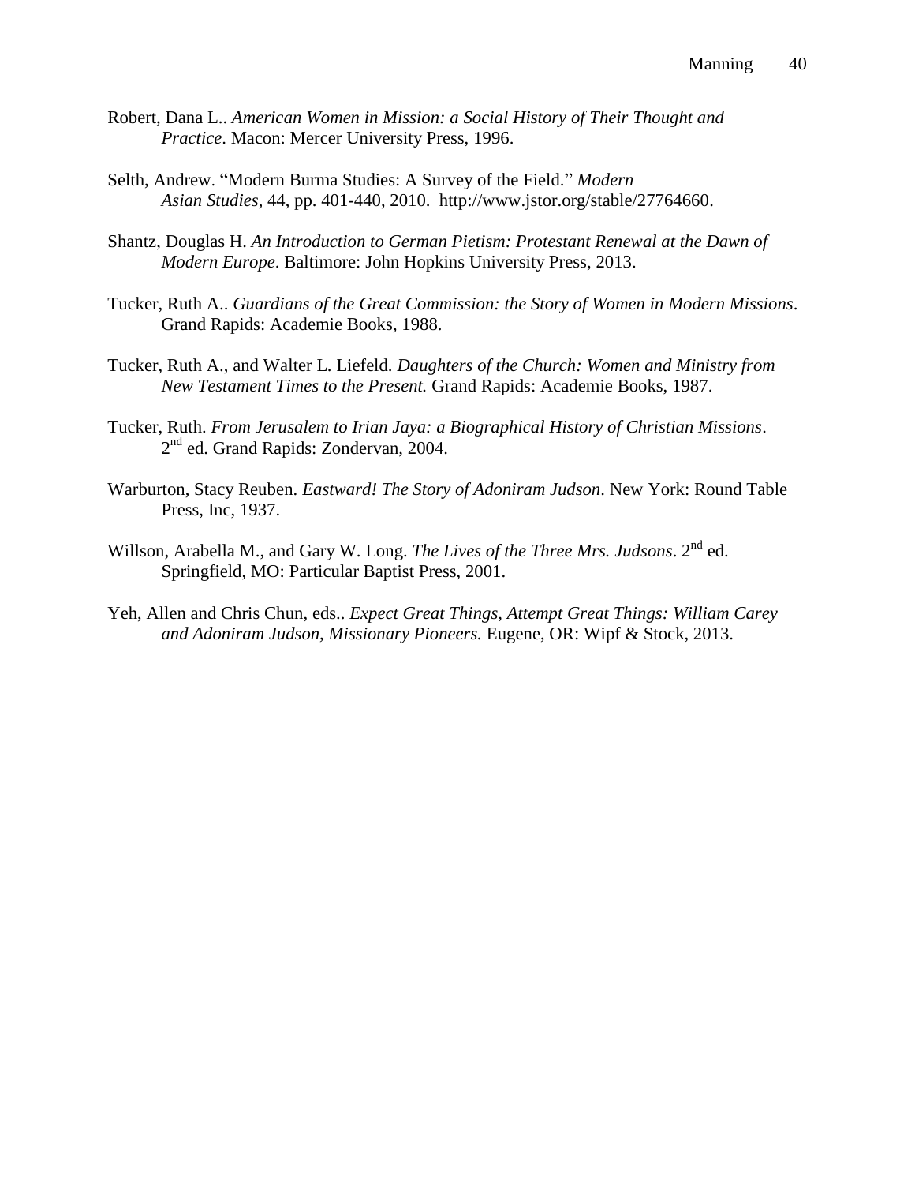Robert, Dana L.. *American Women in Mission: a Social History of Their Thought and Practice*. Macon: Mercer University Press, 1996.

Selth, Andrew. "Modern Burma Studies: A Survey of the Field." *Modern Asian Studies*, 44, pp. 401-440, 2010. http://www.jstor.org/stable/27764660.

Shantz, Douglas H. *An Introduction to German Pietism: Protestant Renewal at the Dawn of Modern Europe*. Baltimore: John Hopkins University Press, 2013.

Tucker, Ruth A.. *Guardians of the Great Commission: the Story of Women in Modern Missions*. Grand Rapids: Academie Books, 1988.

Tucker, Ruth A., and Walter L. Liefeld. *Daughters of the Church: Women and Ministry from New Testament Times to the Present.* Grand Rapids: Academie Books, 1987.

Tucker, Ruth. *From Jerusalem to Irian Jaya: a Biographical History of Christian Missions*. 2nd ed. Grand Rapids: Zondervan, 2004.

Warburton, Stacy Reuben. *Eastward! The Story of Adoniram Judson*. New York: Round Table Press, Inc, 1937.

Willson, Arabella M., and Gary W. Long. *The Lives of the Three Mrs. Judsons*. 2nd ed. Springfield, MO: Particular Baptist Press, 2001.

Yeh, Allen and Chris Chun, eds.. *Expect Great Things, Attempt Great Things: William Carey and Adoniram Judson, Missionary Pioneers.* Eugene, OR: Wipf & Stock, 2013.